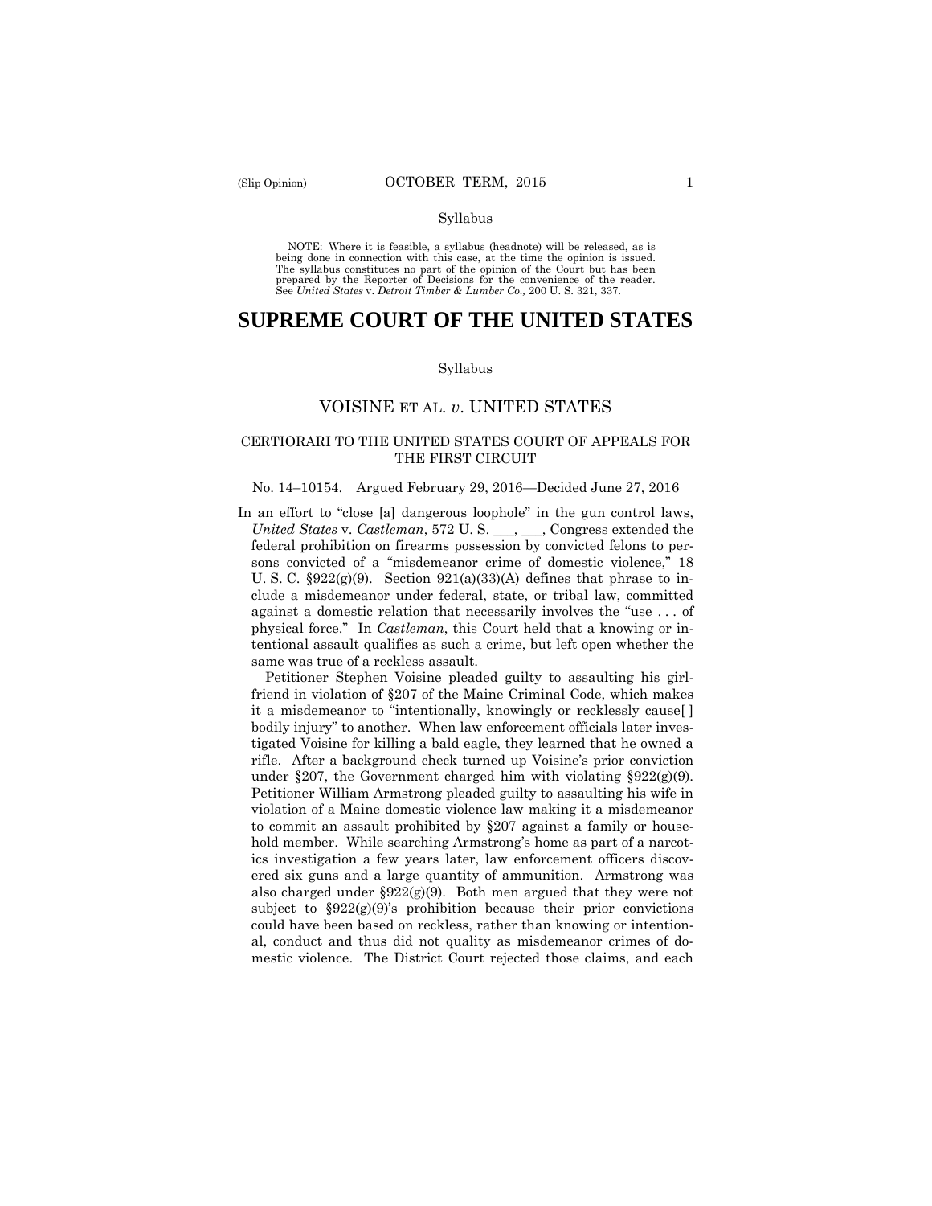NOTE: Where it is feasible, a syllabus (headnote) will be released, as is being done in connection with this case, at the time the opinion is issued. The syllabus constitutes no part of the opinion of the Court but has been prepared by the Reporter of Decisions for the convenience of the reader. See *United States* v. *Detroit Timber & Lumber Co.,* 200 U. S. 321, 337.

# SUPREME COURT OF THE UNITED STATES

Syllabus

## VOISINE ET AL. *v*. UNITED STATES

### CERTIORARI TO THE UNITED STATES COURT OF APPEALS FOR THE FIRST CIRCUIT

No. 14–10154. Argued February 29, 2016—Decided June 27, 2016

In an effort to "close [a] dangerous loophole" in the gun control laws, *United States* v. *Castleman*, 572 U. S. ___, ___, Congress extended the federal prohibition on firearms possession by convicted felons to persons convicted of a "misdemeanor crime of domestic violence," 18 U. S. C. §922(g)(9). Section 921(a)(33)(A) defines that phrase to include a misdemeanor under federal, state, or tribal law, committed against a domestic relation that necessarily involves the "use . . . of physical force." In *Castleman*, this Court held that a knowing or intentional assault qualifies as such a crime, but left open whether the same was true of a reckless assault.

Petitioner Stephen Voisine pleaded guilty to assaulting his girlfriend in violation of §207 of the Maine Criminal Code, which makes it a misdemeanor to "intentionally, knowingly or recklessly cause[ ] bodily injury" to another. When law enforcement officials later investigated Voisine for killing a bald eagle, they learned that he owned a rifle. After a background check turned up Voisine's prior conviction under §207, the Government charged him with violating §922(g)(9). Petitioner William Armstrong pleaded guilty to assaulting his wife in violation of a Maine domestic violence law making it a misdemeanor to commit an assault prohibited by §207 against a family or household member. While searching Armstrong's home as part of a narcotics investigation a few years later, law enforcement officers discovered six guns and a large quantity of ammunition. Armstrong was also charged under §922(g)(9). Both men argued that they were not subject to §922(g)(9)'s prohibition because their prior convictions could have been based on reckless, rather than knowing or intentional, conduct and thus did not quality as misdemeanor crimes of domestic violence. The District Court rejected those claims, and each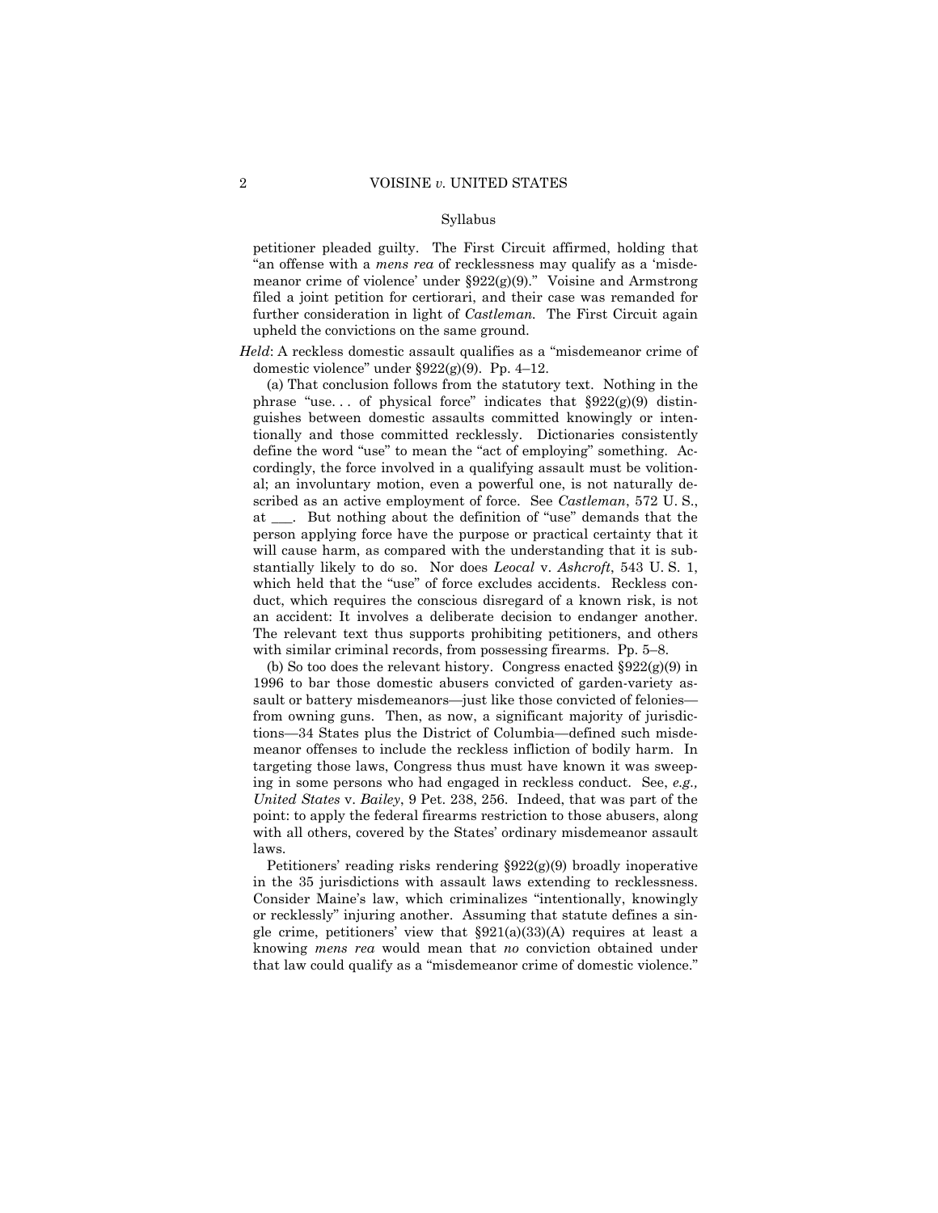petitioner pleaded guilty. The First Circuit affirmed, holding that "an offense with a *mens rea* of recklessness may qualify as a 'misdemeanor crime of violence' under §922(g)(9)." Voisine and Armstrong filed a joint petition for certiorari, and their case was remanded for further consideration in light of *Castleman*. The First Circuit again upheld the convictions on the same ground.

*Held*: A reckless domestic assault qualifies as a "misdemeanor crime of domestic violence" under §922(g)(9). Pp. 4–12.

(a) That conclusion follows from the statutory text. Nothing in the phrase "use. . . of physical force" indicates that §922(g)(9) distinguishes between domestic assaults committed knowingly or intentionally and those committed recklessly. Dictionaries consistently define the word "use" to mean the "act of employing" something. Accordingly, the force involved in a qualifying assault must be volitional; an involuntary motion, even a powerful one, is not naturally described as an active employment of force. See *Castleman*, 572 U. S., at \_\_\_. But nothing about the definition of "use" demands that the person applying force have the purpose or practical certainty that it will cause harm, as compared with the understanding that it is substantially likely to do so. Nor does *Leocal* v. *Ashcroft*, 543 U. S. 1, which held that the "use" of force excludes accidents. Reckless conduct, which requires the conscious disregard of a known risk, is not an accident: It involves a deliberate decision to endanger another. The relevant text thus supports prohibiting petitioners, and others with similar criminal records, from possessing firearms. Pp. 5–8.

(b) So too does the relevant history. Congress enacted §922(g)(9) in 1996 to bar those domestic abusers convicted of garden-variety assault or battery misdemeanors—just like those convicted of felonies—from owning guns. Then, as now, a significant majority of jurisdictions—34 States plus the District of Columbia—defined such misdemeanor offenses to include the reckless infliction of bodily harm. In targeting those laws, Congress thus must have known it was sweeping in some persons who had engaged in reckless conduct. See, *e.g., United States* v. *Bailey*, 9 Pet. 238, 256. Indeed, that was part of the point: to apply the federal firearms restriction to those abusers, along with all others, covered by the States' ordinary misdemeanor assault laws.

Petitioners' reading risks rendering §922(g)(9) broadly inoperative in the 35 jurisdictions with assault laws extending to recklessness. Consider Maine's law, which criminalizes "intentionally, knowingly or recklessly" injuring another. Assuming that statute defines a single crime, petitioners' view that §921(a)(33)(A) requires at least a knowing *mens rea* would mean that *no* conviction obtained under that law could qualify as a "misdemeanor crime of domestic violence."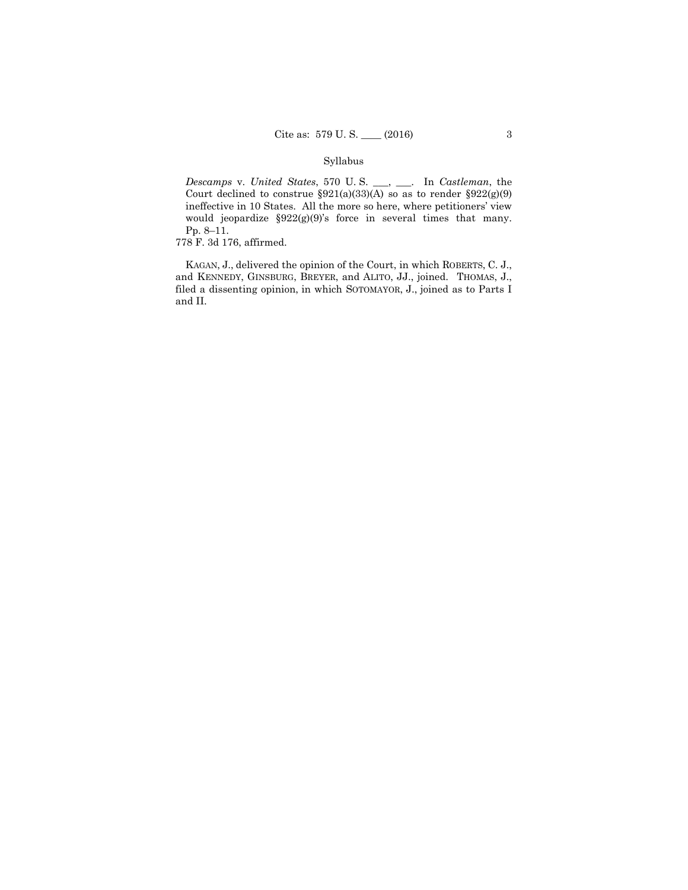Syllabus

*Descamps* v. *United States*, 570 U. S. ___, ___. In *Castleman*, the Court declined to construe §921(a)(33)(A) so as to render §922(g)(9) ineffective in 10 States. All the more so here, where petitioners' view would jeopardize §922(g)(9)'s force in several times that many. Pp. 8–11.

778 F. 3d 176, affirmed.

KAGAN, J., delivered the opinion of the Court, in which ROBERTS, C. J., and KENNEDY, GINSBURG, BREYER, and ALITO, JJ., joined. THOMAS, J., filed a dissenting opinion, in which SOTOMAYOR, J., joined as to Parts I and II.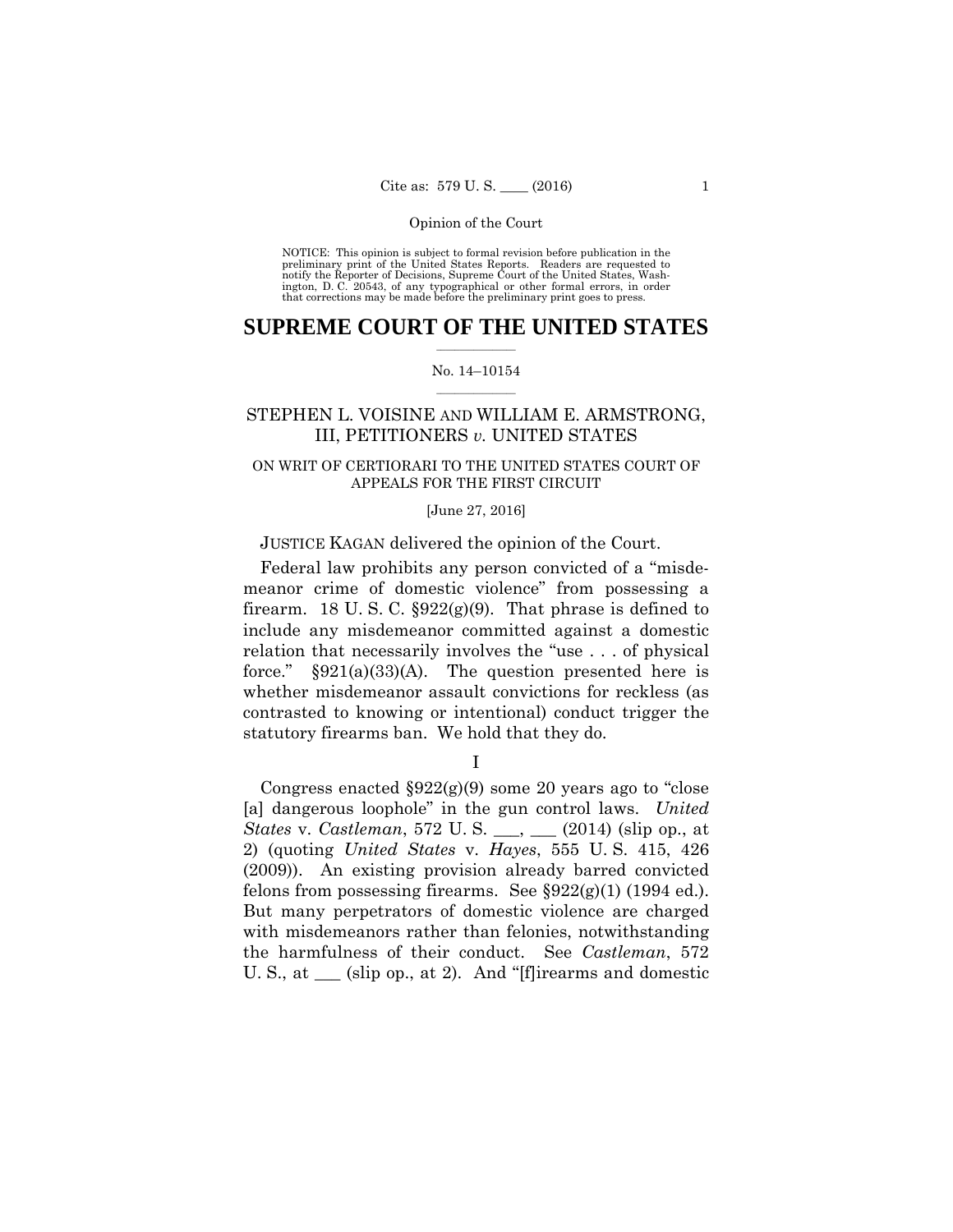NOTICE: This opinion is subject to formal revision before publication in the preliminary print of the United States Reports. Readers are requested to notify the Reporter of Decisions, Supreme Court of the United States, Washington, D. C. 20543, of any typographical or other formal errors, in order that corrections may be made before the preliminary print goes to press.

# SUPREME COURT OF THE UNITED STATES

No. 14–10154

STEPHEN L. VOISINE AND WILLIAM E. ARMSTRONG, III, PETITIONERS *v.* UNITED STATES

ON WRIT OF CERTIORARI TO THE UNITED STATES COURT OF APPEALS FOR THE FIRST CIRCUIT

[June 27, 2016]

JUSTICE KAGAN delivered the opinion of the Court.

Federal law prohibits any person convicted of a "misdemeanor crime of domestic violence" from possessing a firearm. 18 U. S. C. §922(g)(9). That phrase is defined to include any misdemeanor committed against a domestic relation that necessarily involves the "use . . . of physical force." §921(a)(33)(A). The question presented here is whether misdemeanor assault convictions for reckless (as contrasted to knowing or intentional) conduct trigger the statutory firearms ban. We hold that they do.

I

Congress enacted §922(g)(9) some 20 years ago to "close [a] dangerous loophole" in the gun control laws. *United States* v. *Castleman*, 572 U. S. \_\_\_, \_\_\_ (2014) (slip op., at 2) (quoting *United States* v. *Hayes*, 555 U. S. 415, 426 (2009)). An existing provision already barred convicted felons from possessing firearms. See §922(g)(1) (1994 ed.). But many perpetrators of domestic violence are charged with misdemeanors rather than felonies, notwithstanding the harmfulness of their conduct. See *Castleman*, 572 U. S., at \_\_\_ (slip op., at 2). And "[f]irearms and domestic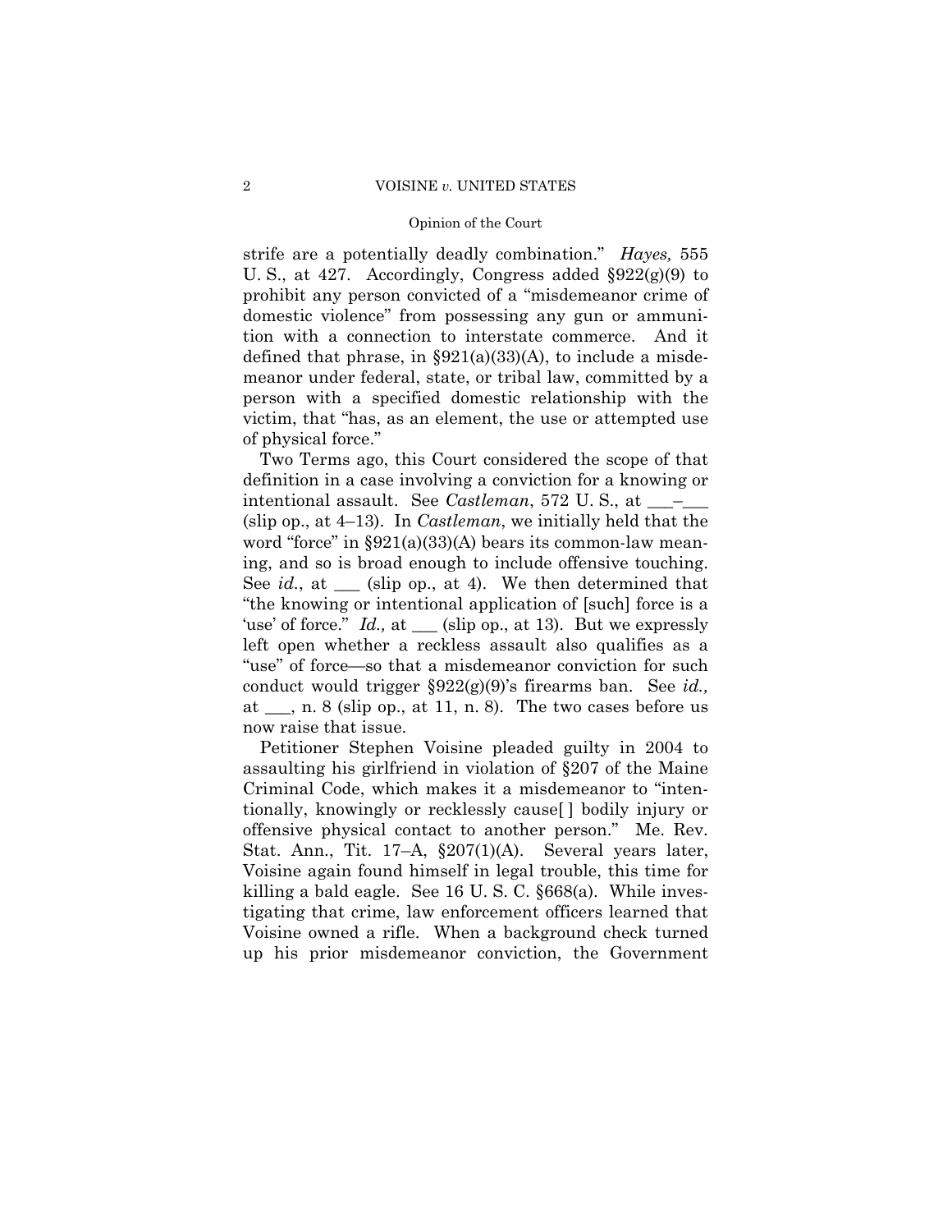strife are a potentially deadly combination." *Hayes,* 555 U. S., at 427. Accordingly, Congress added §922(g)(9) to prohibit any person convicted of a "misdemeanor crime of domestic violence" from possessing any gun or ammunition with a connection to interstate commerce. And it defined that phrase, in §921(a)(33)(A), to include a misdemeanor under federal, state, or tribal law, committed by a person with a specified domestic relationship with the victim, that "has, as an element, the use or attempted use of physical force."

Two Terms ago, this Court considered the scope of that definition in a case involving a conviction for a knowing or intentional assault. See *Castleman*, 572 U. S., at ___–___ (slip op., at 4–13). In *Castleman*, we initially held that the word "force" in §921(a)(33)(A) bears its common-law meaning, and so is broad enough to include offensive touching. See *id.*, at ___ (slip op., at 4). We then determined that "the knowing or intentional application of [such] force is a 'use' of force." *Id.,* at ___ (slip op., at 13). But we expressly left open whether a reckless assault also qualifies as a "use" of force—so that a misdemeanor conviction for such conduct would trigger §922(g)(9)'s firearms ban. See *id.,* at ___, n. 8 (slip op., at 11, n. 8). The two cases before us now raise that issue.

Petitioner Stephen Voisine pleaded guilty in 2004 to assaulting his girlfriend in violation of §207 of the Maine Criminal Code, which makes it a misdemeanor to "intentionally, knowingly or recklessly cause[ ] bodily injury or offensive physical contact to another person." Me. Rev. Stat. Ann., Tit. 17–A, §207(1)(A). Several years later, Voisine again found himself in legal trouble, this time for killing a bald eagle. See 16 U. S. C. §668(a). While investigating that crime, law enforcement officers learned that Voisine owned a rifle. When a background check turned up his prior misdemeanor conviction, the Government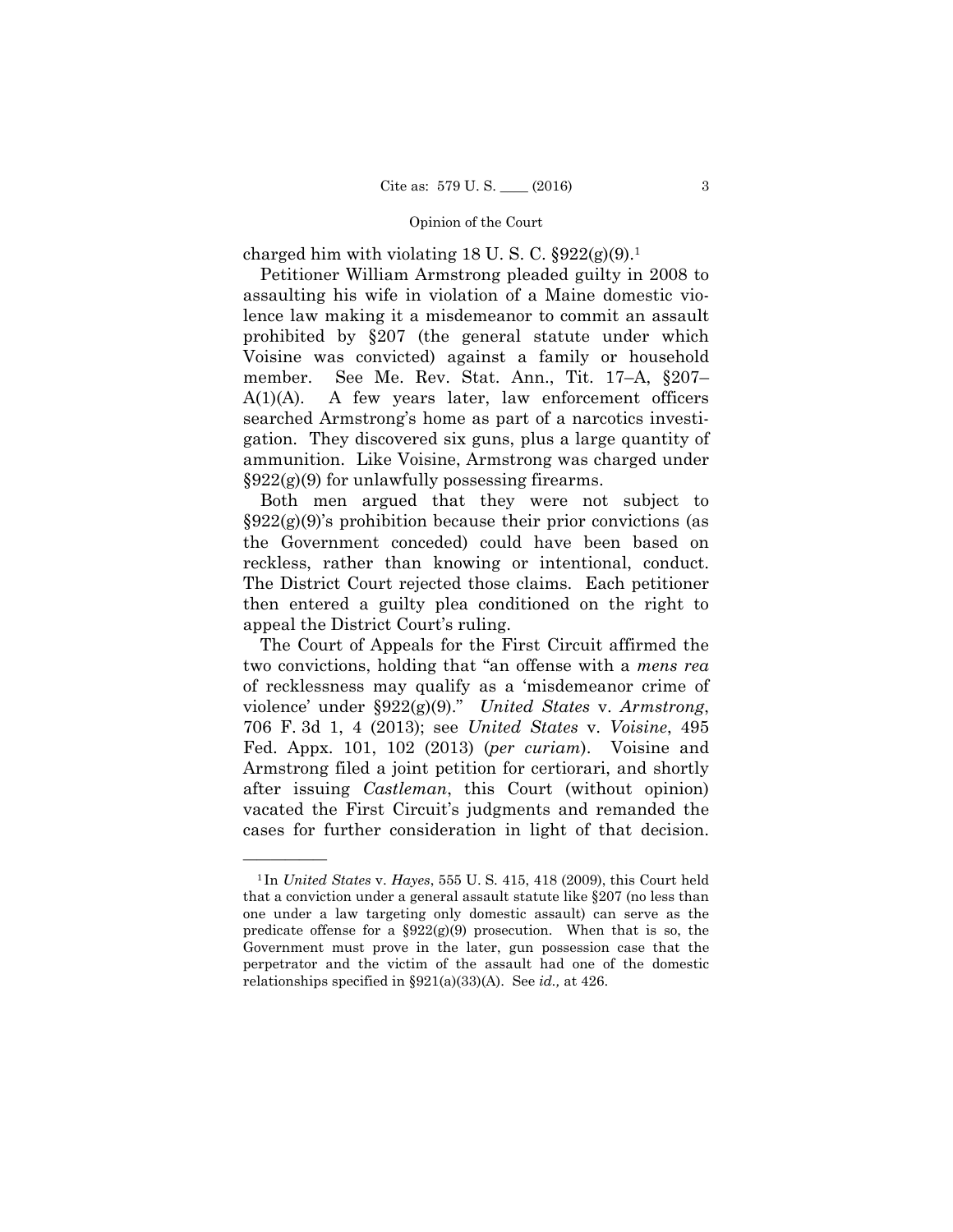charged him with violating 18 U. S. C. §922(g)(9).[1]

Petitioner William Armstrong pleaded guilty in 2008 to assaulting his wife in violation of a Maine domestic violence law making it a misdemeanor to commit an assault prohibited by §207 (the general statute under which Voisine was convicted) against a family or household member. See Me. Rev. Stat. Ann., Tit. 17–A, §207–A(1)(A). A few years later, law enforcement officers searched Armstrong's home as part of a narcotics investigation. They discovered six guns, plus a large quantity of ammunition. Like Voisine, Armstrong was charged under §922(g)(9) for unlawfully possessing firearms.

Both men argued that they were not subject to §922(g)(9)'s prohibition because their prior convictions (as the Government conceded) could have been based on reckless, rather than knowing or intentional, conduct. The District Court rejected those claims. Each petitioner then entered a guilty plea conditioned on the right to appeal the District Court's ruling.

The Court of Appeals for the First Circuit affirmed the two convictions, holding that "an offense with a *mens rea* of recklessness may qualify as a 'misdemeanor crime of violence' under §922(g)(9)." *United States* v. *Armstrong*, 706 F. 3d 1, 4 (2013); see *United States* v. *Voisine*, 495 Fed. Appx. 101, 102 (2013) (*per curiam*). Voisine and Armstrong filed a joint petition for certiorari, and shortly after issuing *Castleman*, this Court (without opinion) vacated the First Circuit's judgments and remanded the cases for further consideration in light of that decision.

---

[1] In *United States* v. *Hayes*, 555 U. S. 415, 418 (2009), this Court held that a conviction under a general assault statute like §207 (no less than one under a law targeting only domestic assault) can serve as the predicate offense for a §922(g)(9) prosecution. When that is so, the Government must prove in the later, gun possession case that the perpetrator and the victim of the assault had one of the domestic relationships specified in §921(a)(33)(A). See *id.,* at 426.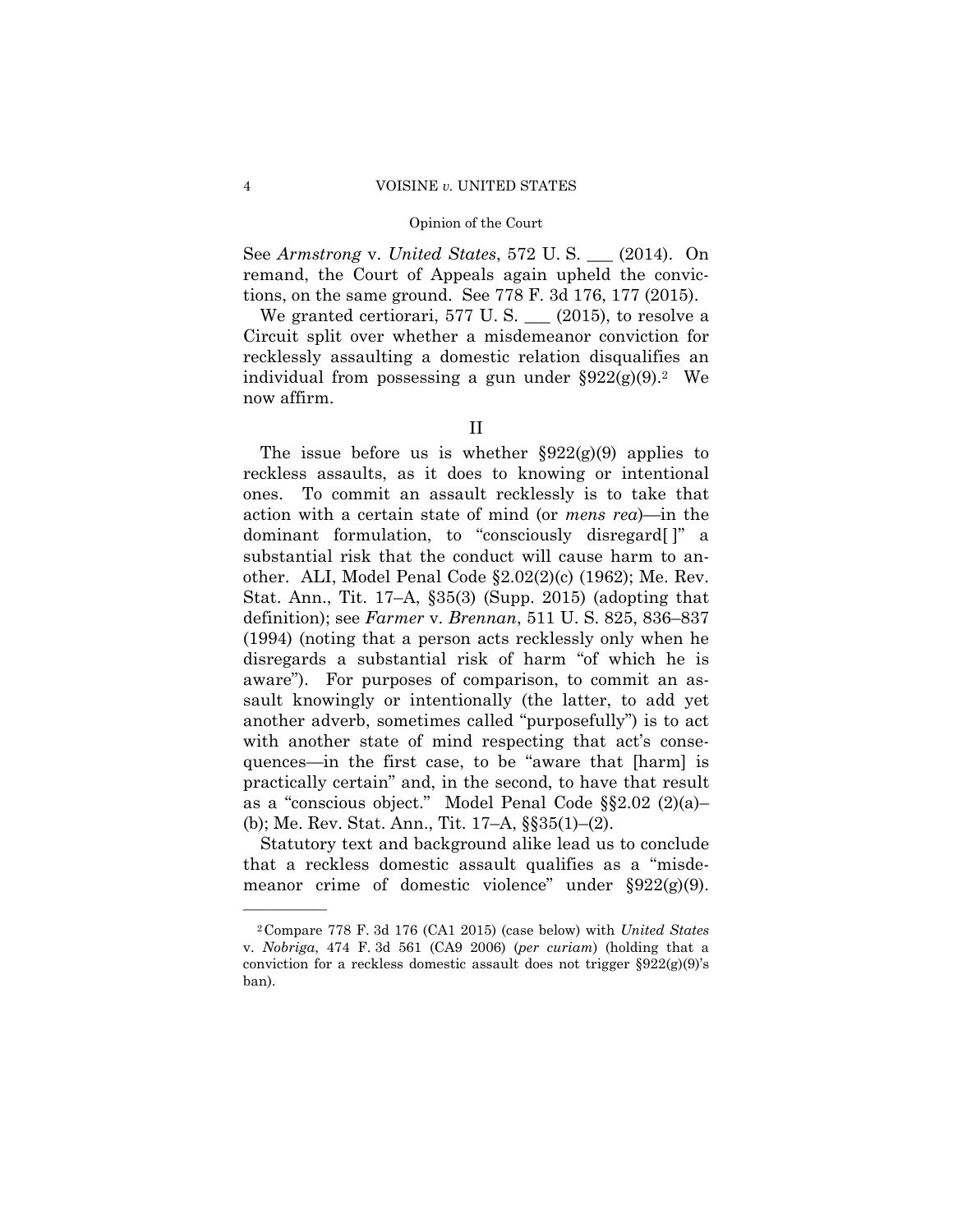See *Armstrong* v. *United States*, 572 U. S. \_\_\_ (2014). On remand, the Court of Appeals again upheld the convictions, on the same ground. See 778 F. 3d 176, 177 (2015).

We granted certiorari, 577 U. S. \_\_\_ (2015), to resolve a Circuit split over whether a misdemeanor conviction for recklessly assaulting a domestic relation disqualifies an individual from possessing a gun under §922(g)(9).[2] We now affirm.

## II

The issue before us is whether §922(g)(9) applies to reckless assaults, as it does to knowing or intentional ones. To commit an assault recklessly is to take that action with a certain state of mind (or *mens rea*)—in the dominant formulation, to "consciously disregard[ ]" a substantial risk that the conduct will cause harm to another. ALI, Model Penal Code §2.02(2)(c) (1962); Me. Rev. Stat. Ann., Tit. 17–A, §35(3) (Supp. 2015) (adopting that definition); see *Farmer* v. *Brennan*, 511 U. S. 825, 836–837 (1994) (noting that a person acts recklessly only when he disregards a substantial risk of harm "of which he is aware"). For purposes of comparison, to commit an assault knowingly or intentionally (the latter, to add yet another adverb, sometimes called "purposefully") is to act with another state of mind respecting that act's consequences—in the first case, to be "aware that [harm] is practically certain" and, in the second, to have that result as a "conscious object." Model Penal Code §§2.02 (2)(a)–(b); Me. Rev. Stat. Ann., Tit. 17–A, §§35(1)–(2).

Statutory text and background alike lead us to conclude that a reckless domestic assault qualifies as a "misdemeanor crime of domestic violence" under §922(g)(9).

---

[2] Compare 778 F. 3d 176 (CA1 2015) (case below) with *United States* v. *Nobriga*, 474 F. 3d 561 (CA9 2006) (*per curiam*) (holding that a conviction for a reckless domestic assault does not trigger §922(g)(9)'s ban).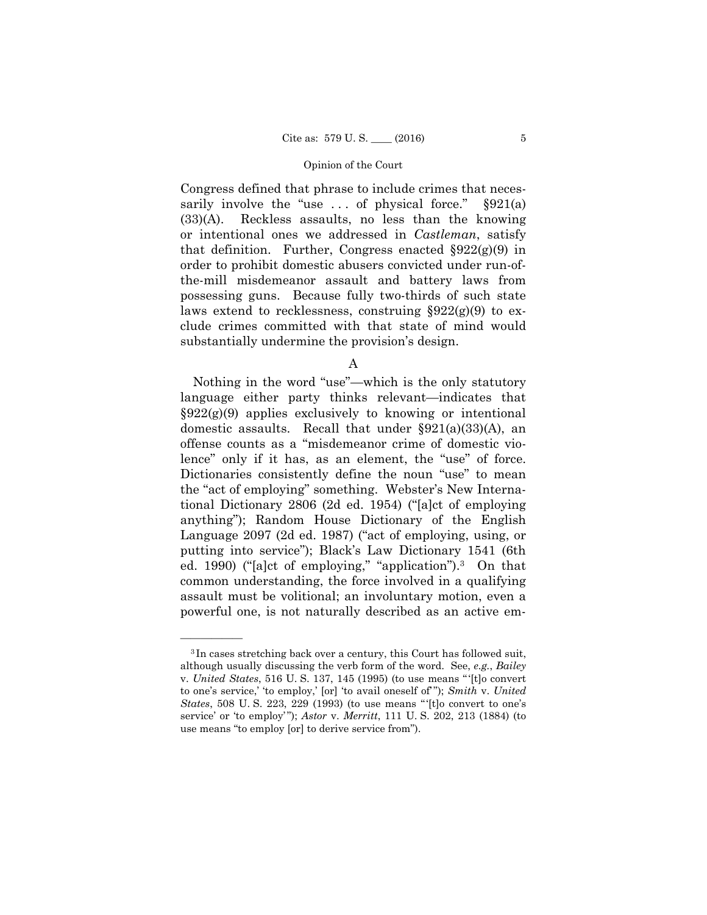Congress defined that phrase to include crimes that necessarily involve the "use . . . of physical force." §921(a)(33)(A). Reckless assaults, no less than the knowing or intentional ones we addressed in *Castleman*, satisfy that definition. Further, Congress enacted §922(g)(9) in order to prohibit domestic abusers convicted under run-of-the-mill misdemeanor assault and battery laws from possessing guns. Because fully two-thirds of such state laws extend to recklessness, construing §922(g)(9) to exclude crimes committed with that state of mind would substantially undermine the provision's design.

## A

Nothing in the word "use"—which is the only statutory language either party thinks relevant—indicates that §922(g)(9) applies exclusively to knowing or intentional domestic assaults. Recall that under §921(a)(33)(A), an offense counts as a "misdemeanor crime of domestic violence" only if it has, as an element, the "use" of force. Dictionaries consistently define the noun "use" to mean the "act of employing" something. Webster's New International Dictionary 2806 (2d ed. 1954) ("[a]ct of employing anything"); Random House Dictionary of the English Language 2097 (2d ed. 1987) ("act of employing, using, or putting into service"); Black's Law Dictionary 1541 (6th ed. 1990) ("[a]ct of employing," "application").[3] On that common understanding, the force involved in a qualifying assault must be volitional; an involuntary motion, even a powerful one, is not naturally described as an active em-

---

[3] In cases stretching back over a century, this Court has followed suit, although usually discussing the verb form of the word. See, *e.g.*, *Bailey* v. *United States*, 516 U. S. 137, 145 (1995) (to use means "'[t]o convert to one's service,' 'to employ,' [or] 'to avail oneself of'"); *Smith* v. *United States*, 508 U. S. 223, 229 (1993) (to use means "'[t]o convert to one's service' or 'to employ'"); *Astor* v. *Merritt*, 111 U. S. 202, 213 (1884) (to use means "to employ [or] to derive service from").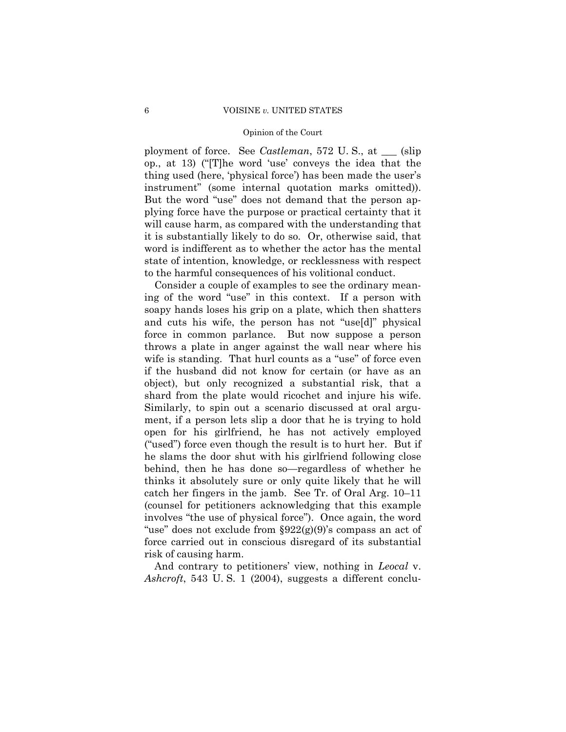ployment of force. See *Castleman*, 572 U. S., at ___ (slip op., at 13) ("[T]he word 'use' conveys the idea that the thing used (here, 'physical force') has been made the user's instrument" (some internal quotation marks omitted)). But the word "use" does not demand that the person applying force have the purpose or practical certainty that it will cause harm, as compared with the understanding that it is substantially likely to do so. Or, otherwise said, that word is indifferent as to whether the actor has the mental state of intention, knowledge, or recklessness with respect to the harmful consequences of his volitional conduct.

Consider a couple of examples to see the ordinary meaning of the word "use" in this context. If a person with soapy hands loses his grip on a plate, which then shatters and cuts his wife, the person has not "use[d]" physical force in common parlance. But now suppose a person throws a plate in anger against the wall near where his wife is standing. That hurl counts as a "use" of force even if the husband did not know for certain (or have as an object), but only recognized a substantial risk, that a shard from the plate would ricochet and injure his wife. Similarly, to spin out a scenario discussed at oral argument, if a person lets slip a door that he is trying to hold open for his girlfriend, he has not actively employed ("used") force even though the result is to hurt her. But if he slams the door shut with his girlfriend following close behind, then he has done so—regardless of whether he thinks it absolutely sure or only quite likely that he will catch her fingers in the jamb. See Tr. of Oral Arg. 10–11 (counsel for petitioners acknowledging that this example involves "the use of physical force"). Once again, the word "use" does not exclude from §922(g)(9)'s compass an act of force carried out in conscious disregard of its substantial risk of causing harm.

And contrary to petitioners' view, nothing in *Leocal* v. *Ashcroft*, 543 U. S. 1 (2004), suggests a different conclu-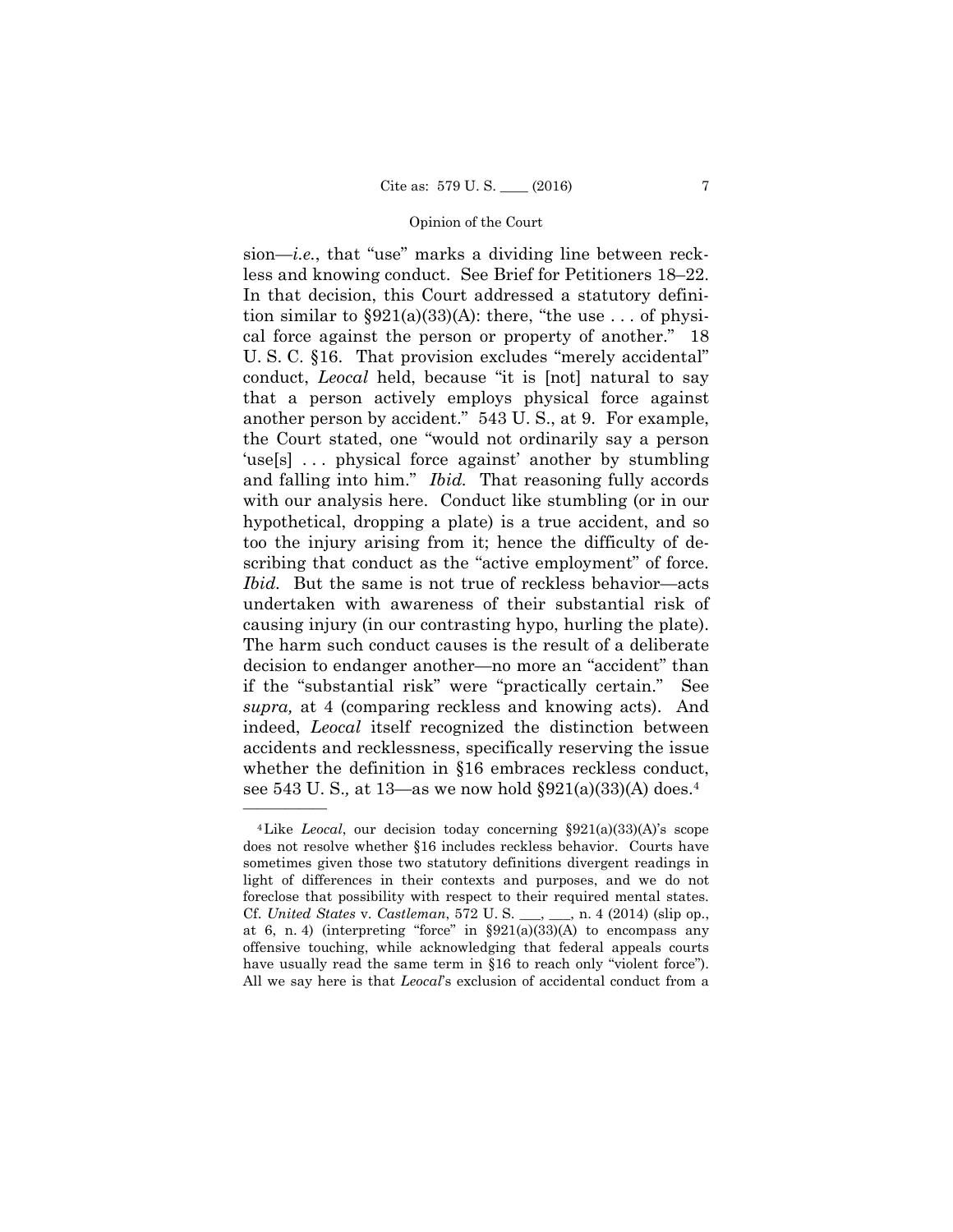sion—*i.e.*, that "use" marks a dividing line between reckless and knowing conduct. See Brief for Petitioners 18–22. In that decision, this Court addressed a statutory definition similar to §921(a)(33)(A): there, "the use . . . of physical force against the person or property of another." 18 U. S. C. §16. That provision excludes "merely accidental" conduct, *Leocal* held, because "it is [not] natural to say that a person actively employs physical force against another person by accident." 543 U. S., at 9. For example, the Court stated, one "would not ordinarily say a person 'use[s] . . . physical force against' another by stumbling and falling into him." *Ibid.* That reasoning fully accords with our analysis here. Conduct like stumbling (or in our hypothetical, dropping a plate) is a true accident, and so too the injury arising from it; hence the difficulty of describing that conduct as the "active employment" of force. *Ibid.* But the same is not true of reckless behavior—acts undertaken with awareness of their substantial risk of causing injury (in our contrasting hypo, hurling the plate). The harm such conduct causes is the result of a deliberate decision to endanger another—no more an "accident" than if the "substantial risk" were "practically certain." See *supra,* at 4 (comparing reckless and knowing acts). And indeed, *Leocal* itself recognized the distinction between accidents and recklessness, specifically reserving the issue whether the definition in §16 embraces reckless conduct, see 543 U. S.*,* at 13—as we now hold §921(a)(33)(A) does.[4]

---

[4] Like *Leocal*, our decision today concerning §921(a)(33)(A)'s scope does not resolve whether §16 includes reckless behavior. Courts have sometimes given those two statutory definitions divergent readings in light of differences in their contexts and purposes, and we do not foreclose that possibility with respect to their required mental states. Cf. *United States* v. *Castleman*, 572 U. S. ___, ___, n. 4 (2014) (slip op., at 6, n. 4) (interpreting "force" in §921(a)(33)(A) to encompass any offensive touching, while acknowledging that federal appeals courts have usually read the same term in §16 to reach only "violent force"). All we say here is that *Leocal*'s exclusion of accidental conduct from a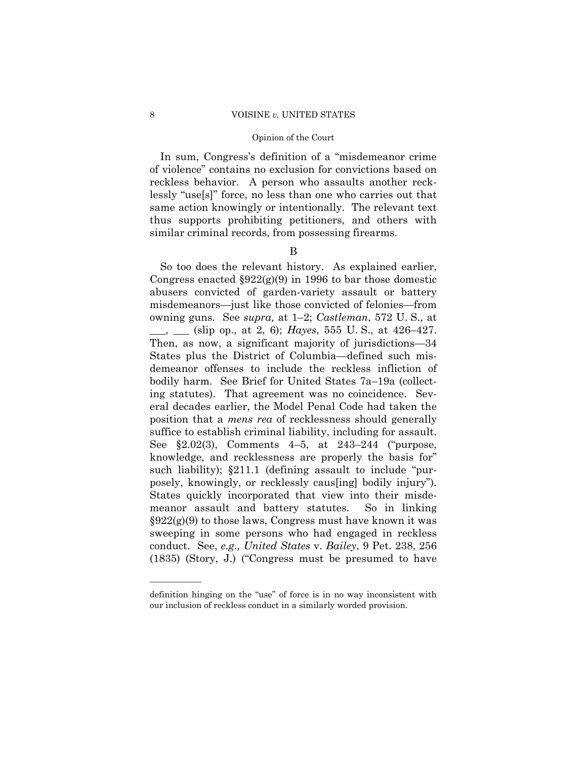In sum, Congress's definition of a "misdemeanor crime of violence" contains no exclusion for convictions based on reckless behavior. A person who assaults another recklessly "use[s]" force, no less than one who carries out that same action knowingly or intentionally. The relevant text thus supports prohibiting petitioners, and others with similar criminal records, from possessing firearms.

B

So too does the relevant history. As explained earlier, Congress enacted §922(g)(9) in 1996 to bar those domestic abusers convicted of garden-variety assault or battery misdemeanors—just like those convicted of felonies—from owning guns. See *supra,* at 1–2; *Castleman*, 572 U. S., at ___, ___ (slip op., at 2, 6); *Hayes*, 555 U. S., at 426–427. Then, as now, a significant majority of jurisdictions—34 States plus the District of Columbia—defined such misdemeanor offenses to include the reckless infliction of bodily harm. See Brief for United States 7a–19a (collecting statutes). That agreement was no coincidence. Several decades earlier, the Model Penal Code had taken the position that a *mens rea* of recklessness should generally suffice to establish criminal liability, including for assault. See §2.02(3), Comments 4–5, at 243–244 ("purpose, knowledge, and recklessness are properly the basis for" such liability); §211.1 (defining assault to include "purposely, knowingly, or recklessly caus[ing] bodily injury"). States quickly incorporated that view into their misdemeanor assault and battery statutes. So in linking §922(g)(9) to those laws, Congress must have known it was sweeping in some persons who had engaged in reckless conduct. See, *e.g., United States* v. *Bailey*, 9 Pet. 238, 256 (1835) (Story, J.) ("Congress must be presumed to have

---

definition hinging on the "use" of force is in no way inconsistent with our inclusion of reckless conduct in a similarly worded provision.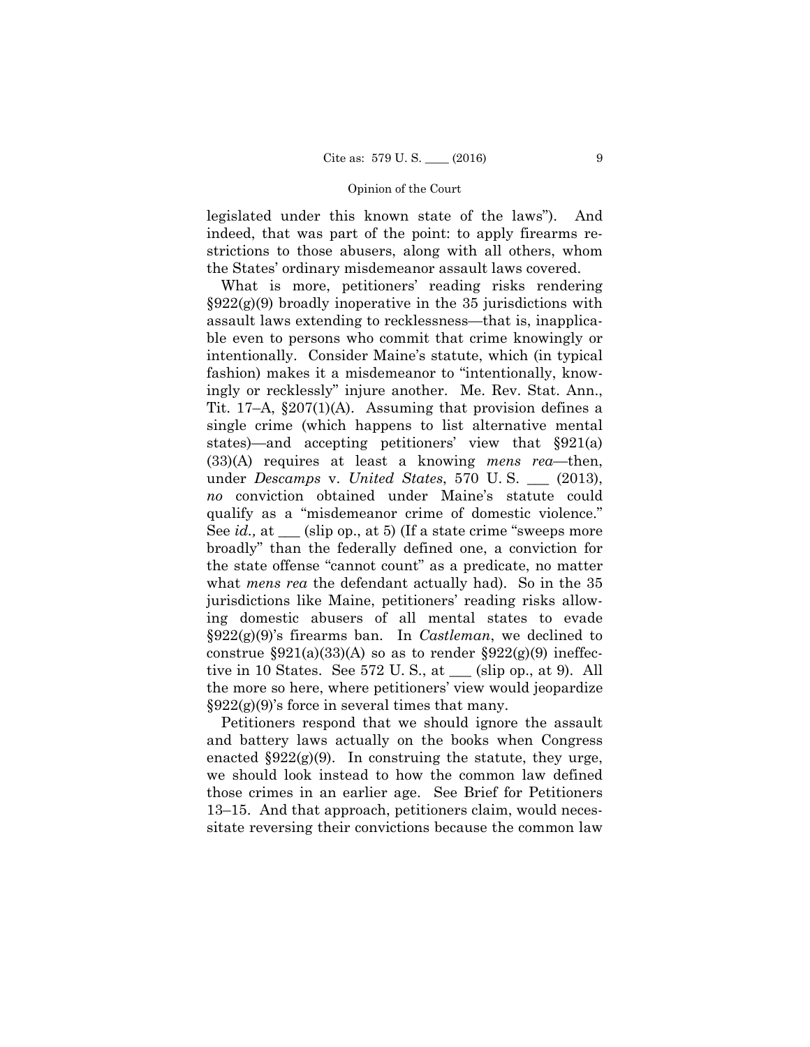legislated under this known state of the laws"). And indeed, that was part of the point: to apply firearms restrictions to those abusers, along with all others, whom the States' ordinary misdemeanor assault laws covered.

What is more, petitioners' reading risks rendering §922(g)(9) broadly inoperative in the 35 jurisdictions with assault laws extending to recklessness—that is, inapplicable even to persons who commit that crime knowingly or intentionally. Consider Maine's statute, which (in typical fashion) makes it a misdemeanor to "intentionally, knowingly or recklessly" injure another. Me. Rev. Stat. Ann., Tit. 17–A, §207(1)(A). Assuming that provision defines a single crime (which happens to list alternative mental states)—and accepting petitioners' view that §921(a)(33)(A) requires at least a knowing *mens rea*—then, under *Descamps* v. *United States*, 570 U. S. ___ (2013), *no* conviction obtained under Maine's statute could qualify as a "misdemeanor crime of domestic violence." See *id.,* at ___ (slip op., at 5) (If a state crime "sweeps more broadly" than the federally defined one, a conviction for the state offense "cannot count" as a predicate, no matter what *mens rea* the defendant actually had). So in the 35 jurisdictions like Maine, petitioners' reading risks allowing domestic abusers of all mental states to evade §922(g)(9)'s firearms ban. In *Castleman*, we declined to construe §921(a)(33)(A) so as to render §922(g)(9) ineffective in 10 States. See 572 U. S., at ___ (slip op., at 9). All the more so here, where petitioners' view would jeopardize §922(g)(9)'s force in several times that many.

Petitioners respond that we should ignore the assault and battery laws actually on the books when Congress enacted §922(g)(9). In construing the statute, they urge, we should look instead to how the common law defined those crimes in an earlier age. See Brief for Petitioners 13–15. And that approach, petitioners claim, would necessitate reversing their convictions because the common law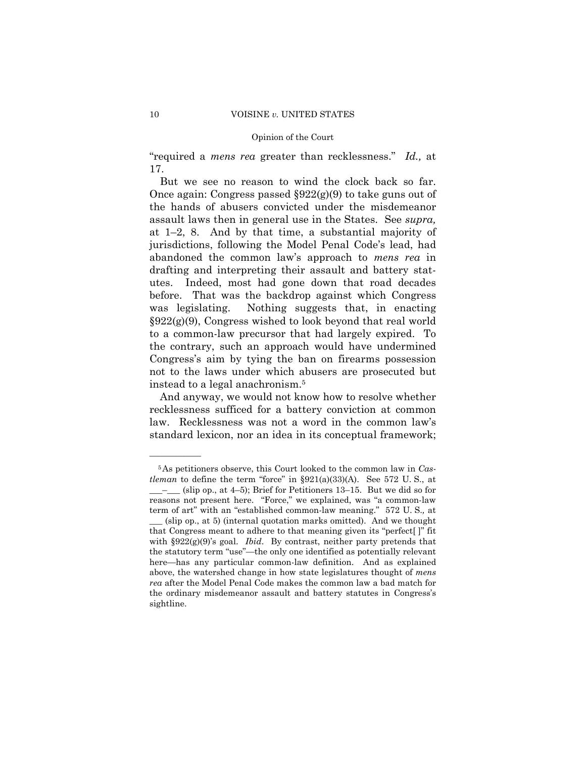"required a *mens rea* greater than recklessness." *Id.,* at 17.

But we see no reason to wind the clock back so far. Once again: Congress passed §922(g)(9) to take guns out of the hands of abusers convicted under the misdemeanor assault laws then in general use in the States. See *supra,* at 1–2, 8. And by that time, a substantial majority of jurisdictions, following the Model Penal Code's lead, had abandoned the common law's approach to *mens rea* in drafting and interpreting their assault and battery statutes. Indeed, most had gone down that road decades before. That was the backdrop against which Congress was legislating. Nothing suggests that, in enacting §922(g)(9), Congress wished to look beyond that real world to a common-law precursor that had largely expired. To the contrary, such an approach would have undermined Congress's aim by tying the ban on firearms possession not to the laws under which abusers are prosecuted but instead to a legal anachronism.[5]

And anyway, we would not know how to resolve whether recklessness sufficed for a battery conviction at common law. Recklessness was not a word in the common law's standard lexicon, nor an idea in its conceptual framework;

---

[5] As petitioners observe, this Court looked to the common law in *Castleman* to define the term "force" in §921(a)(33)(A). See 572 U. S., at ___–___ (slip op., at 4–5); Brief for Petitioners 13–15. But we did so for reasons not present here. "Force," we explained, was "a common-law term of art" with an "established common-law meaning." 572 U. S.*,* at ___ (slip op., at 5) (internal quotation marks omitted). And we thought that Congress meant to adhere to that meaning given its "perfect[ ]" fit with §922(g)(9)'s goal. *Ibid*. By contrast, neither party pretends that the statutory term "use"—the only one identified as potentially relevant here—has any particular common-law definition. And as explained above, the watershed change in how state legislatures thought of *mens rea* after the Model Penal Code makes the common law a bad match for the ordinary misdemeanor assault and battery statutes in Congress's sightline.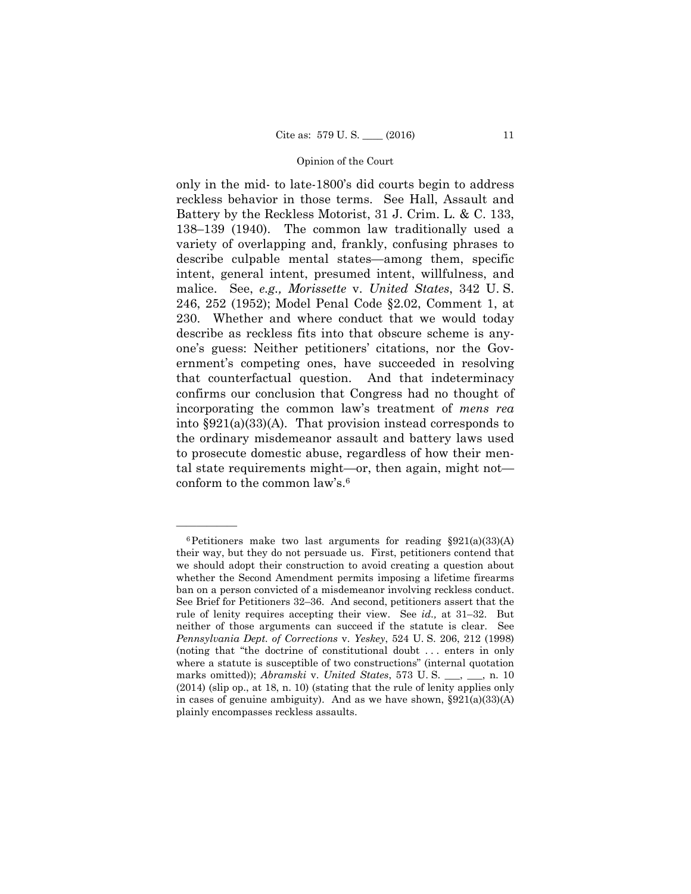only in the mid- to late-1800's did courts begin to address reckless behavior in those terms. See Hall, Assault and Battery by the Reckless Motorist, 31 J. Crim. L. & C. 133, 138–139 (1940). The common law traditionally used a variety of overlapping and, frankly, confusing phrases to describe culpable mental states—among them, specific intent, general intent, presumed intent, willfulness, and malice. See, *e.g., Morissette* v. *United States*, 342 U. S. 246, 252 (1952); Model Penal Code §2.02, Comment 1, at 230. Whether and where conduct that we would today describe as reckless fits into that obscure scheme is anyone's guess: Neither petitioners' citations, nor the Government's competing ones, have succeeded in resolving that counterfactual question. And that indeterminacy confirms our conclusion that Congress had no thought of incorporating the common law's treatment of *mens rea* into §921(a)(33)(A). That provision instead corresponds to the ordinary misdemeanor assault and battery laws used to prosecute domestic abuse, regardless of how their mental state requirements might—or, then again, might not—conform to the common law's.[6]

---

[6] Petitioners make two last arguments for reading §921(a)(33)(A) their way, but they do not persuade us. First, petitioners contend that we should adopt their construction to avoid creating a question about whether the Second Amendment permits imposing a lifetime firearms ban on a person convicted of a misdemeanor involving reckless conduct. See Brief for Petitioners 32–36. And second, petitioners assert that the rule of lenity requires accepting their view. See *id.,* at 31–32. But neither of those arguments can succeed if the statute is clear. See *Pennsylvania Dept. of Corrections* v. *Yeskey*, 524 U. S. 206, 212 (1998) (noting that "the doctrine of constitutional doubt . . . enters in only where a statute is susceptible of two constructions" (internal quotation marks omitted)); *Abramski* v. *United States*, 573 U. S. \_\_\_, \_\_\_, n. 10 (2014) (slip op., at 18, n. 10) (stating that the rule of lenity applies only in cases of genuine ambiguity). And as we have shown, §921(a)(33)(A) plainly encompasses reckless assaults.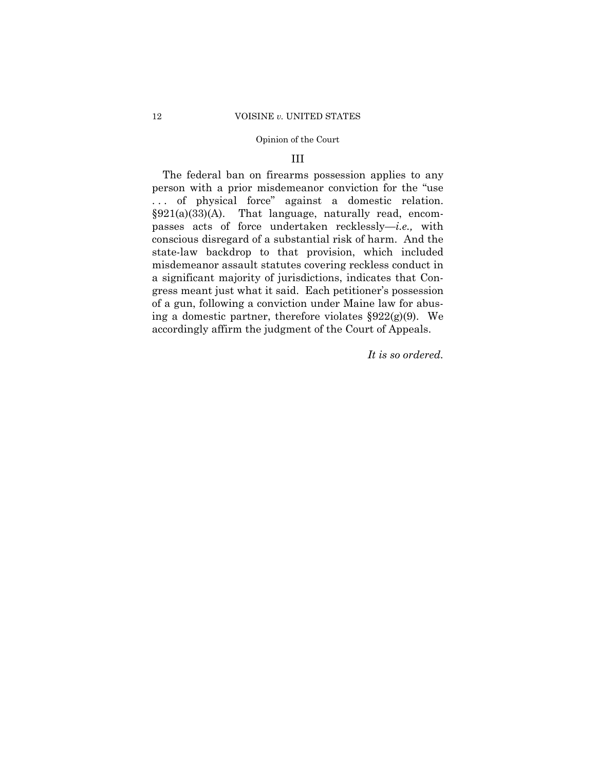## III

The federal ban on firearms possession applies to any person with a prior misdemeanor conviction for the "use . . . of physical force" against a domestic relation. §921(a)(33)(A). That language, naturally read, encompasses acts of force undertaken recklessly—*i.e.,* with conscious disregard of a substantial risk of harm. And the state-law backdrop to that provision, which included misdemeanor assault statutes covering reckless conduct in a significant majority of jurisdictions, indicates that Congress meant just what it said. Each petitioner's possession of a gun, following a conviction under Maine law for abusing a domestic partner, therefore violates §922(g)(9). We accordingly affirm the judgment of the Court of Appeals.

*It is so ordered.*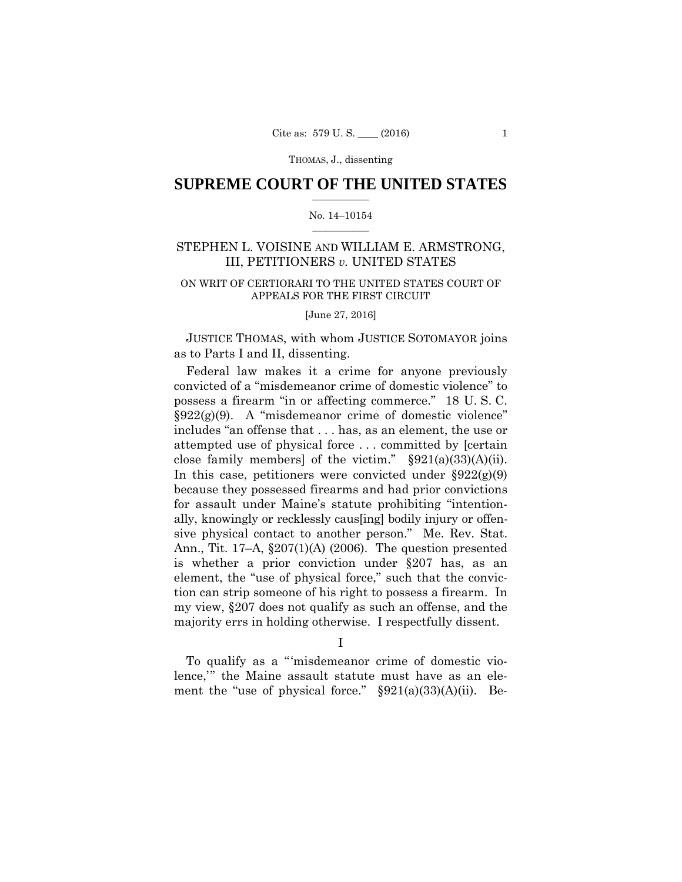SUPREME COURT OF THE UNITED STATES

No. 14–10154

STEPHEN L. VOISINE AND WILLIAM E. ARMSTRONG, III, PETITIONERS *v.* UNITED STATES

ON WRIT OF CERTIORARI TO THE UNITED STATES COURT OF APPEALS FOR THE FIRST CIRCUIT

[June 27, 2016]

JUSTICE THOMAS, with whom JUSTICE SOTOMAYOR joins as to Parts I and II, dissenting.

Federal law makes it a crime for anyone previously convicted of a "misdemeanor crime of domestic violence" to possess a firearm "in or affecting commerce." 18 U. S. C. §922(g)(9). A "misdemeanor crime of domestic violence" includes "an offense that . . . has, as an element, the use or attempted use of physical force . . . committed by [certain close family members] of the victim." §921(a)(33)(A)(ii). In this case, petitioners were convicted under §922(g)(9) because they possessed firearms and had prior convictions for assault under Maine's statute prohibiting "intentionally, knowingly or recklessly caus[ing] bodily injury or offensive physical contact to another person." Me. Rev. Stat. Ann., Tit. 17–A, §207(1)(A) (2006). The question presented is whether a prior conviction under §207 has, as an element, the "use of physical force," such that the conviction can strip someone of his right to possess a firearm. In my view, §207 does not qualify as such an offense, and the majority errs in holding otherwise. I respectfully dissent.

I

To qualify as a "'misdemeanor crime of domestic violence,'" the Maine assault statute must have as an element the "use of physical force." §921(a)(33)(A)(ii). Be-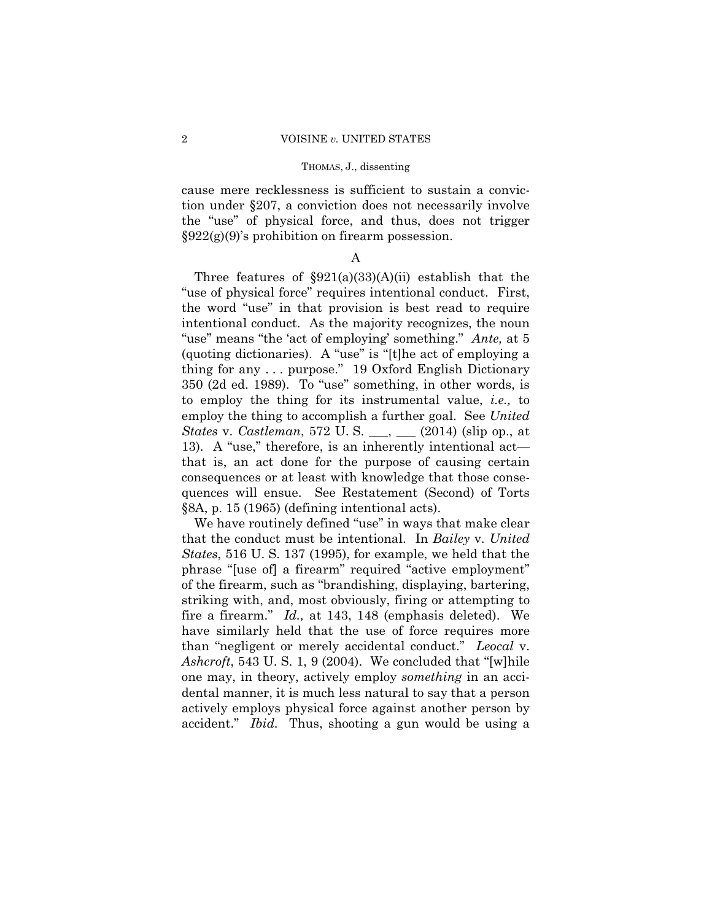cause mere recklessness is sufficient to sustain a conviction under §207, a conviction does not necessarily involve the "use" of physical force, and thus, does not trigger §922(g)(9)'s prohibition on firearm possession.

A

Three features of §921(a)(33)(A)(ii) establish that the "use of physical force" requires intentional conduct. First, the word "use" in that provision is best read to require intentional conduct. As the majority recognizes, the noun "use" means "the 'act of employing' something." *Ante,* at 5 (quoting dictionaries). A "use" is "[t]he act of employing a thing for any . . . purpose." 19 Oxford English Dictionary 350 (2d ed. 1989). To "use" something, in other words, is to employ the thing for its instrumental value, *i.e.,* to employ the thing to accomplish a further goal. See *United States* v. *Castleman*, 572 U. S. ___, ___ (2014) (slip op., at 13). A "use," therefore, is an inherently intentional act—that is, an act done for the purpose of causing certain consequences or at least with knowledge that those consequences will ensue. See Restatement (Second) of Torts §8A, p. 15 (1965) (defining intentional acts).

We have routinely defined "use" in ways that make clear that the conduct must be intentional. In *Bailey* v. *United States*, 516 U. S. 137 (1995), for example, we held that the phrase "[use of] a firearm" required "active employment" of the firearm, such as "brandishing, displaying, bartering, striking with, and, most obviously, firing or attempting to fire a firearm." *Id.,* at 143, 148 (emphasis deleted). We have similarly held that the use of force requires more than "negligent or merely accidental conduct." *Leocal* v. *Ashcroft*, 543 U. S. 1, 9 (2004). We concluded that "[w]hile one may, in theory, actively employ *something* in an accidental manner, it is much less natural to say that a person actively employs physical force against another person by accident." *Ibid.* Thus, shooting a gun would be using a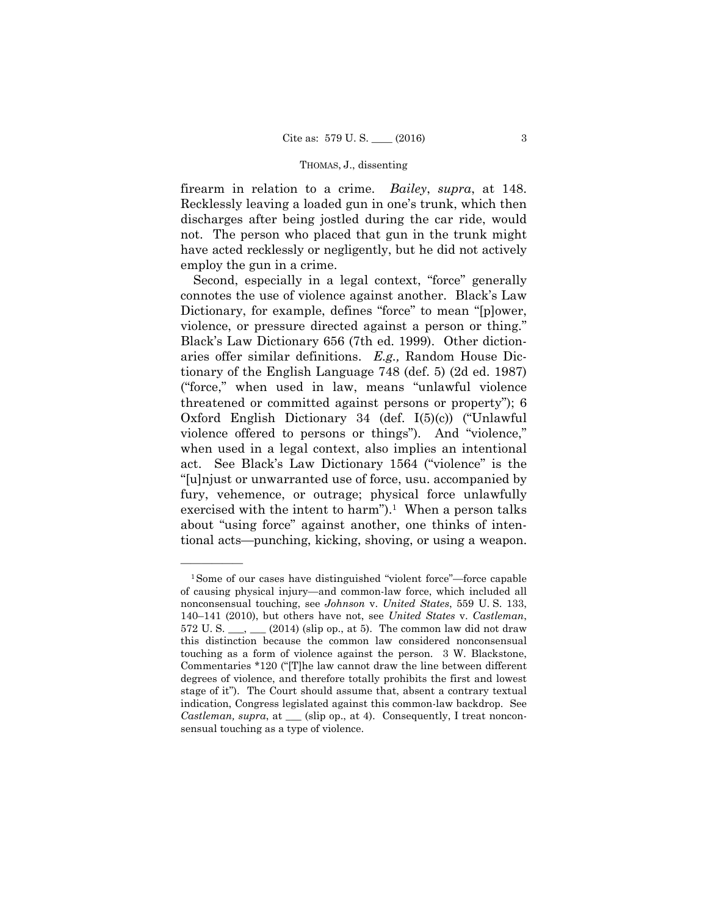firearm in relation to a crime. *Bailey*, *supra*, at 148. Recklessly leaving a loaded gun in one's trunk, which then discharges after being jostled during the car ride, would not. The person who placed that gun in the trunk might have acted recklessly or negligently, but he did not actively employ the gun in a crime.

Second, especially in a legal context, "force" generally connotes the use of violence against another. Black's Law Dictionary, for example, defines "force" to mean "[p]ower, violence, or pressure directed against a person or thing." Black's Law Dictionary 656 (7th ed. 1999). Other dictionaries offer similar definitions. *E.g.,* Random House Dictionary of the English Language 748 (def. 5) (2d ed. 1987) ("force," when used in law, means "unlawful violence threatened or committed against persons or property"); 6 Oxford English Dictionary 34 (def. I(5)(c)) ("Unlawful violence offered to persons or things"). And "violence," when used in a legal context, also implies an intentional act. See Black's Law Dictionary 1564 ("violence" is the "[u]njust or unwarranted use of force, usu. accompanied by fury, vehemence, or outrage; physical force unlawfully exercised with the intent to harm").[1] When a person talks about "using force" against another, one thinks of intentional acts—punching, kicking, shoving, or using a weapon.

---

[1] Some of our cases have distinguished "violent force"—force capable of causing physical injury—and common-law force, which included all nonconsensual touching, see *Johnson* v. *United States*, 559 U. S. 133, 140–141 (2010), but others have not, see *United States* v. *Castleman*, 572 U. S. \_\_\_, \_\_\_ (2014) (slip op., at 5). The common law did not draw this distinction because the common law considered nonconsensual touching as a form of violence against the person. 3 W. Blackstone, Commentaries \*120 ("[T]he law cannot draw the line between different degrees of violence, and therefore totally prohibits the first and lowest stage of it"). The Court should assume that, absent a contrary textual indication, Congress legislated against this common-law backdrop. See *Castleman, supra*, at \_\_\_ (slip op., at 4). Consequently, I treat nonconsensual touching as a type of violence.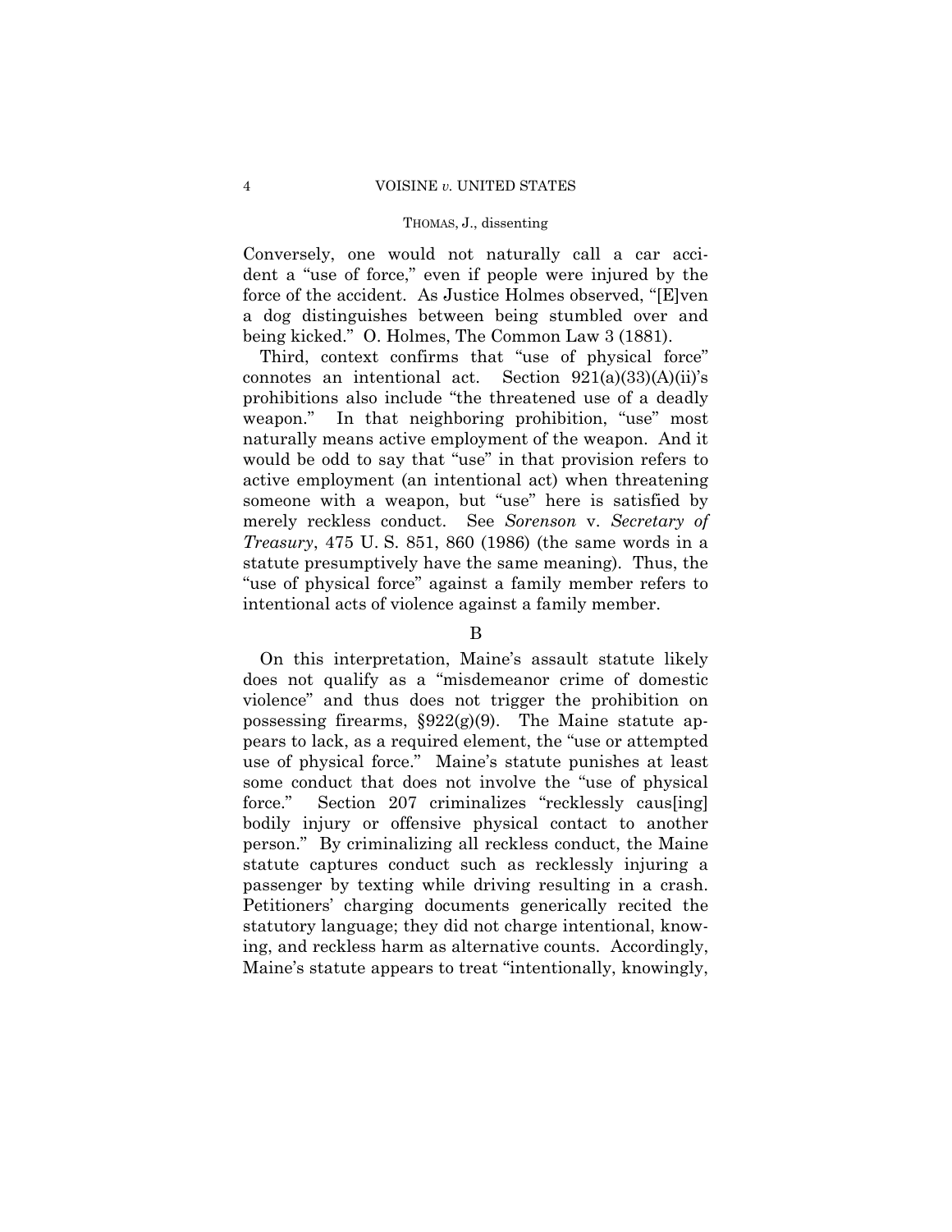Conversely, one would not naturally call a car accident a "use of force," even if people were injured by the force of the accident. As Justice Holmes observed, "[E]ven a dog distinguishes between being stumbled over and being kicked." O. Holmes, The Common Law 3 (1881).

Third, context confirms that "use of physical force" connotes an intentional act. Section 921(a)(33)(A)(ii)'s prohibitions also include "the threatened use of a deadly weapon." In that neighboring prohibition, "use" most naturally means active employment of the weapon. And it would be odd to say that "use" in that provision refers to active employment (an intentional act) when threatening someone with a weapon, but "use" here is satisfied by merely reckless conduct. See *Sorenson* v. *Secretary of Treasury*, 475 U. S. 851, 860 (1986) (the same words in a statute presumptively have the same meaning). Thus, the "use of physical force" against a family member refers to intentional acts of violence against a family member.

B

On this interpretation, Maine's assault statute likely does not qualify as a "misdemeanor crime of domestic violence" and thus does not trigger the prohibition on possessing firearms, §922(g)(9). The Maine statute appears to lack, as a required element, the "use or attempted use of physical force." Maine's statute punishes at least some conduct that does not involve the "use of physical force." Section 207 criminalizes "recklessly caus[ing] bodily injury or offensive physical contact to another person." By criminalizing all reckless conduct, the Maine statute captures conduct such as recklessly injuring a passenger by texting while driving resulting in a crash. Petitioners' charging documents generically recited the statutory language; they did not charge intentional, knowing, and reckless harm as alternative counts. Accordingly, Maine's statute appears to treat "intentionally, knowingly,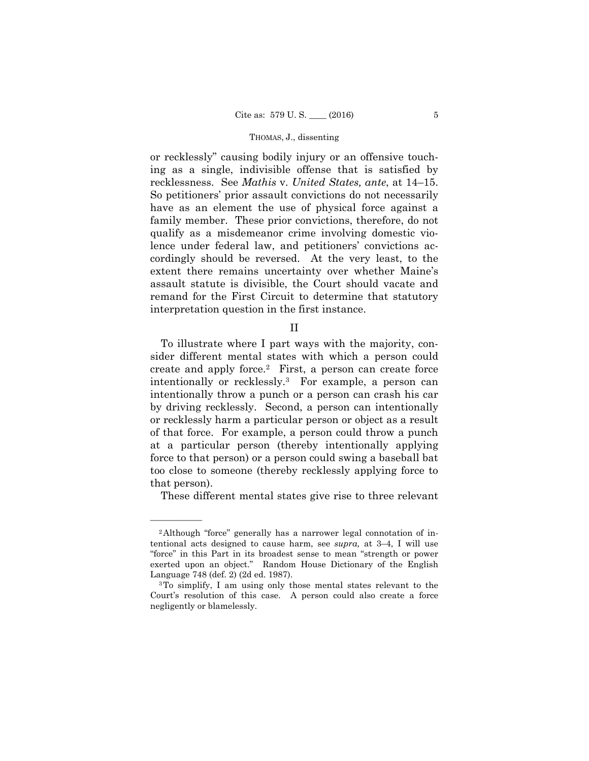or recklessly" causing bodily injury or an offensive touching as a single, indivisible offense that is satisfied by recklessness. See *Mathis* v. *United States, ante*, at 14–15. So petitioners' prior assault convictions do not necessarily have as an element the use of physical force against a family member. These prior convictions, therefore, do not qualify as a misdemeanor crime involving domestic violence under federal law, and petitioners' convictions accordingly should be reversed. At the very least, to the extent there remains uncertainty over whether Maine's assault statute is divisible, the Court should vacate and remand for the First Circuit to determine that statutory interpretation question in the first instance.

## II

To illustrate where I part ways with the majority, consider different mental states with which a person could create and apply force.[2] First, a person can create force intentionally or recklessly.[3] For example, a person can intentionally throw a punch or a person can crash his car by driving recklessly. Second, a person can intentionally or recklessly harm a particular person or object as a result of that force. For example, a person could throw a punch at a particular person (thereby intentionally applying force to that person) or a person could swing a baseball bat too close to someone (thereby recklessly applying force to that person).

These different mental states give rise to three relevant

---

[2] Although "force" generally has a narrower legal connotation of intentional acts designed to cause harm, see *supra,* at 3–4, I will use "force" in this Part in its broadest sense to mean "strength or power exerted upon an object." Random House Dictionary of the English Language 748 (def. 2) (2d ed. 1987).

[3] To simplify, I am using only those mental states relevant to the Court's resolution of this case. A person could also create a force negligently or blamelessly.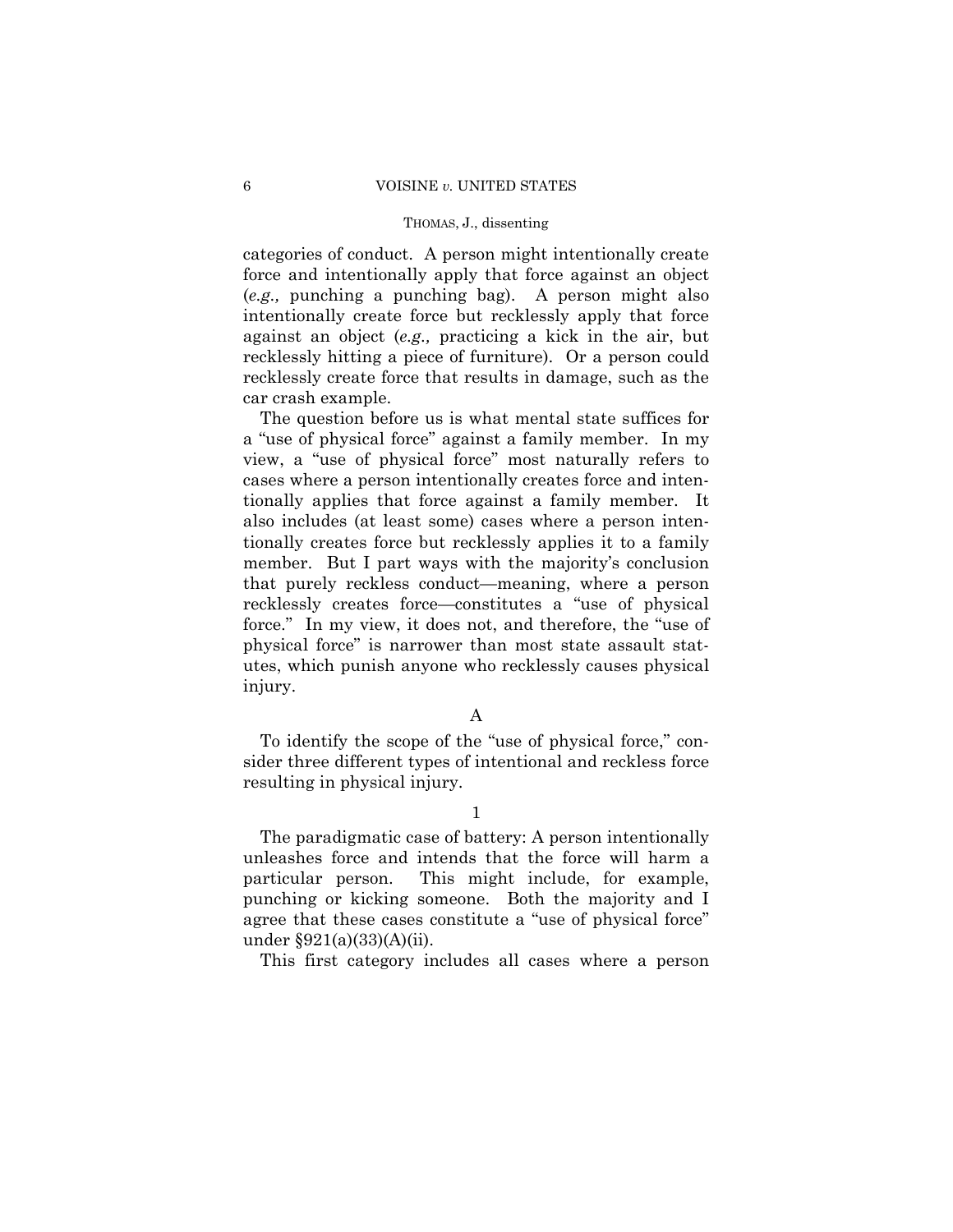categories of conduct. A person might intentionally create force and intentionally apply that force against an object (*e.g.,* punching a punching bag). A person might also intentionally create force but recklessly apply that force against an object (*e.g.,* practicing a kick in the air, but recklessly hitting a piece of furniture). Or a person could recklessly create force that results in damage, such as the car crash example.

The question before us is what mental state suffices for a "use of physical force" against a family member. In my view, a "use of physical force" most naturally refers to cases where a person intentionally creates force and intentionally applies that force against a family member. It also includes (at least some) cases where a person intentionally creates force but recklessly applies it to a family member. But I part ways with the majority's conclusion that purely reckless conduct—meaning, where a person recklessly creates force—constitutes a "use of physical force." In my view, it does not, and therefore, the "use of physical force" is narrower than most state assault statutes, which punish anyone who recklessly causes physical injury.

## A

To identify the scope of the "use of physical force," consider three different types of intentional and reckless force resulting in physical injury.

### 1

The paradigmatic case of battery: A person intentionally unleashes force and intends that the force will harm a particular person. This might include, for example, punching or kicking someone. Both the majority and I agree that these cases constitute a "use of physical force" under §921(a)(33)(A)(ii).

This first category includes all cases where a person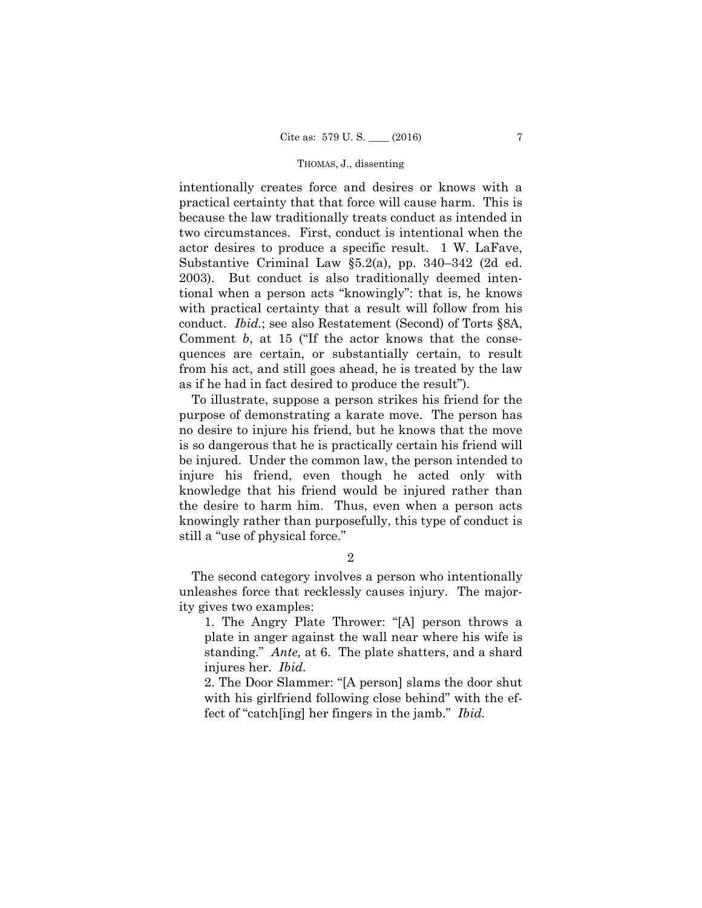intentionally creates force and desires or knows with a practical certainty that that force will cause harm. This is because the law traditionally treats conduct as intended in two circumstances. First, conduct is intentional when the actor desires to produce a specific result. 1 W. LaFave, Substantive Criminal Law §5.2(a), pp. 340–342 (2d ed. 2003). But conduct is also traditionally deemed intentional when a person acts "knowingly": that is, he knows with practical certainty that a result will follow from his conduct. *Ibid.*; see also Restatement (Second) of Torts §8A, Comment *b*, at 15 ("If the actor knows that the consequences are certain, or substantially certain, to result from his act, and still goes ahead, he is treated by the law as if he had in fact desired to produce the result").

To illustrate, suppose a person strikes his friend for the purpose of demonstrating a karate move. The person has no desire to injure his friend, but he knows that the move is so dangerous that he is practically certain his friend will be injured. Under the common law, the person intended to injure his friend, even though he acted only with knowledge that his friend would be injured rather than the desire to harm him. Thus, even when a person acts knowingly rather than purposefully, this type of conduct is still a "use of physical force."

2

The second category involves a person who intentionally unleashes force that recklessly causes injury. The majority gives two examples:

1. The Angry Plate Thrower: "[A] person throws a plate in anger against the wall near where his wife is standing." *Ante,* at 6. The plate shatters, and a shard injures her. *Ibid.*

2. The Door Slammer: "[A person] slams the door shut with his girlfriend following close behind" with the effect of "catch[ing] her fingers in the jamb." *Ibid.*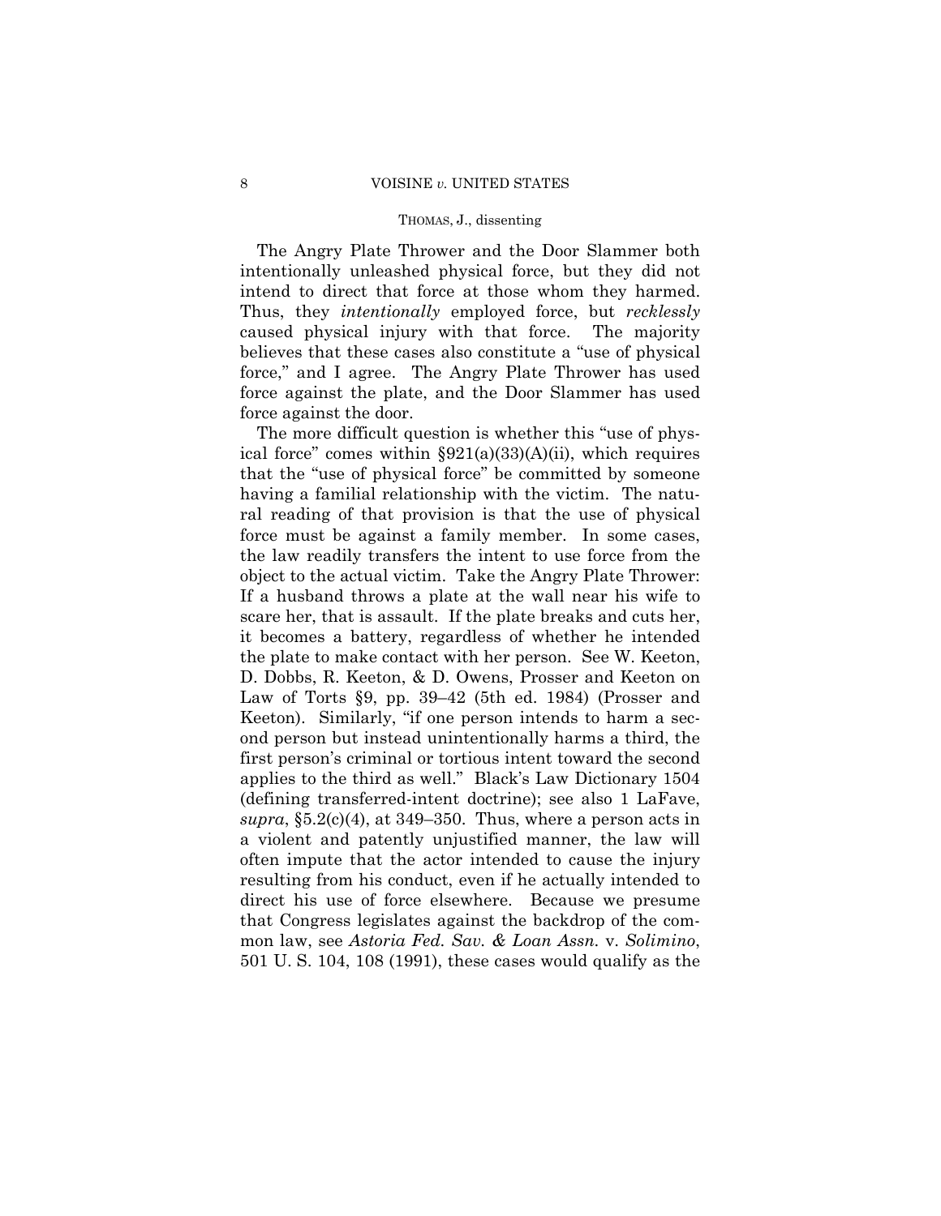The Angry Plate Thrower and the Door Slammer both intentionally unleashed physical force, but they did not intend to direct that force at those whom they harmed. Thus, they *intentionally* employed force, but *recklessly* caused physical injury with that force. The majority believes that these cases also constitute a "use of physical force," and I agree. The Angry Plate Thrower has used force against the plate, and the Door Slammer has used force against the door.

The more difficult question is whether this "use of physical force" comes within §921(a)(33)(A)(ii), which requires that the "use of physical force" be committed by someone having a familial relationship with the victim. The natural reading of that provision is that the use of physical force must be against a family member. In some cases, the law readily transfers the intent to use force from the object to the actual victim. Take the Angry Plate Thrower: If a husband throws a plate at the wall near his wife to scare her, that is assault. If the plate breaks and cuts her, it becomes a battery, regardless of whether he intended the plate to make contact with her person. See W. Keeton, D. Dobbs, R. Keeton, & D. Owens, Prosser and Keeton on Law of Torts §9, pp. 39–42 (5th ed. 1984) (Prosser and Keeton). Similarly, "if one person intends to harm a second person but instead unintentionally harms a third, the first person's criminal or tortious intent toward the second applies to the third as well." Black's Law Dictionary 1504 (defining transferred-intent doctrine); see also 1 LaFave, *supra*, §5.2(c)(4), at 349–350. Thus, where a person acts in a violent and patently unjustified manner, the law will often impute that the actor intended to cause the injury resulting from his conduct, even if he actually intended to direct his use of force elsewhere. Because we presume that Congress legislates against the backdrop of the common law, see *Astoria Fed. Sav. & Loan Assn.* v. *Solimino*, 501 U. S. 104, 108 (1991), these cases would qualify as the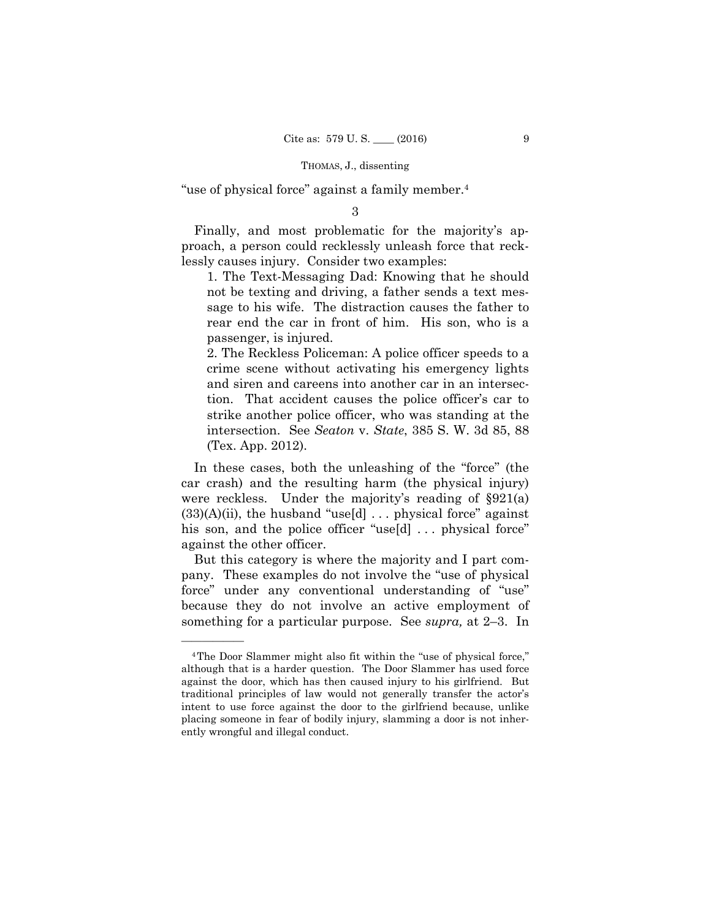"use of physical force" against a family member.[4]

3

Finally, and most problematic for the majority's approach, a person could recklessly unleash force that recklessly causes injury. Consider two examples:

1. The Text-Messaging Dad: Knowing that he should not be texting and driving, a father sends a text message to his wife. The distraction causes the father to rear end the car in front of him. His son, who is a passenger, is injured.

2. The Reckless Policeman: A police officer speeds to a crime scene without activating his emergency lights and siren and careens into another car in an intersection. That accident causes the police officer's car to strike another police officer, who was standing at the intersection. See *Seaton* v. *State*, 385 S. W. 3d 85, 88 (Tex. App. 2012).

In these cases, both the unleashing of the "force" (the car crash) and the resulting harm (the physical injury) were reckless. Under the majority's reading of §921(a)(33)(A)(ii), the husband "use[d] . . . physical force" against his son, and the police officer "use[d] . . . physical force" against the other officer.

But this category is where the majority and I part company. These examples do not involve the "use of physical force" under any conventional understanding of "use" because they do not involve an active employment of something for a particular purpose. See *supra,* at 2–3. In

---

[4] The Door Slammer might also fit within the "use of physical force," although that is a harder question. The Door Slammer has used force against the door, which has then caused injury to his girlfriend. But traditional principles of law would not generally transfer the actor's intent to use force against the door to the girlfriend because, unlike placing someone in fear of bodily injury, slamming a door is not inherently wrongful and illegal conduct.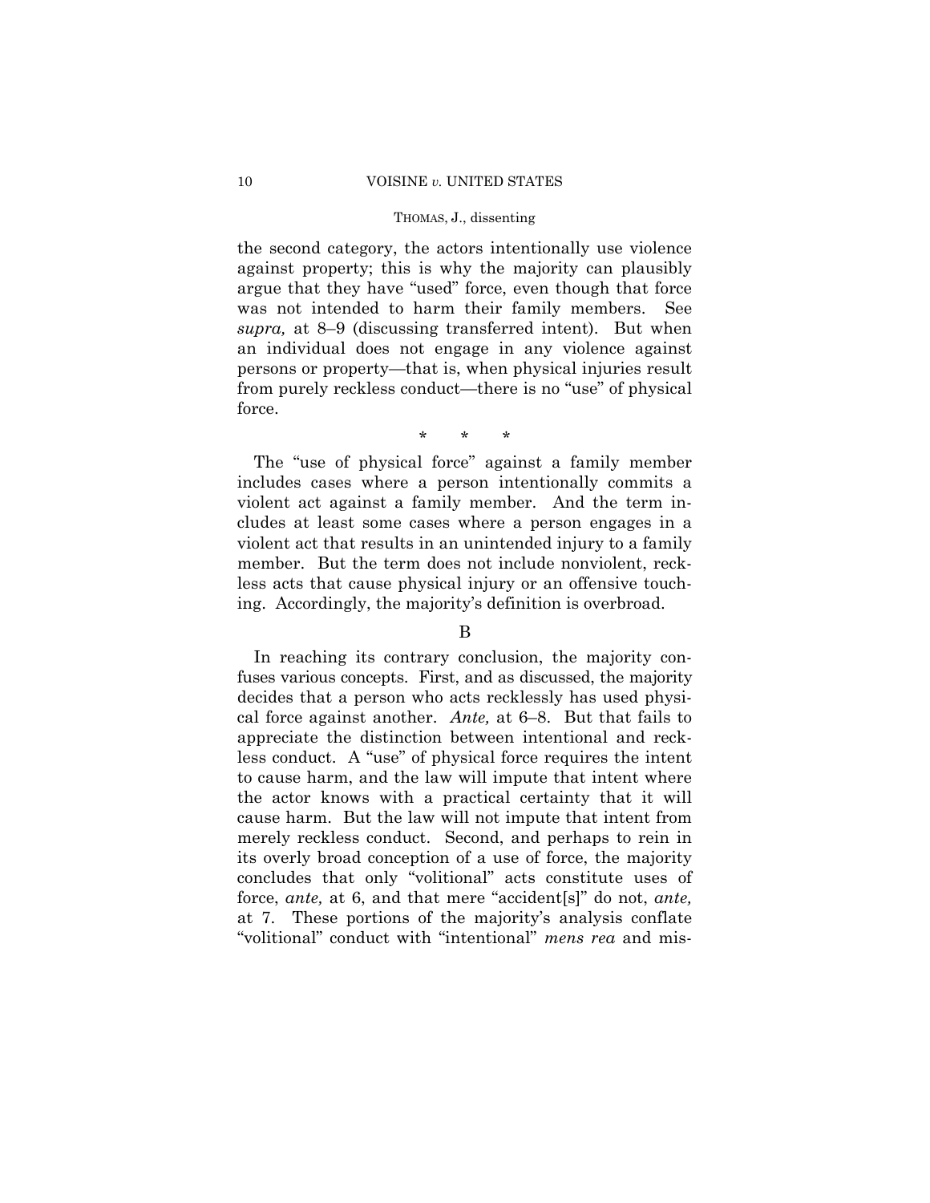the second category, the actors intentionally use violence against property; this is why the majority can plausibly argue that they have "used" force, even though that force was not intended to harm their family members. See *supra,* at 8–9 (discussing transferred intent). But when an individual does not engage in any violence against persons or property—that is, when physical injuries result from purely reckless conduct—there is no "use" of physical force.

\* \* \*

The "use of physical force" against a family member includes cases where a person intentionally commits a violent act against a family member. And the term includes at least some cases where a person engages in a violent act that results in an unintended injury to a family member. But the term does not include nonviolent, reckless acts that cause physical injury or an offensive touching. Accordingly, the majority's definition is overbroad.

B

In reaching its contrary conclusion, the majority confuses various concepts. First, and as discussed, the majority decides that a person who acts recklessly has used physical force against another. *Ante,* at 6–8. But that fails to appreciate the distinction between intentional and reckless conduct. A "use" of physical force requires the intent to cause harm, and the law will impute that intent where the actor knows with a practical certainty that it will cause harm. But the law will not impute that intent from merely reckless conduct. Second, and perhaps to rein in its overly broad conception of a use of force, the majority concludes that only "volitional" acts constitute uses of force, *ante,* at 6, and that mere "accident[s]" do not, *ante,* at 7. These portions of the majority's analysis conflate "volitional" conduct with "intentional" *mens rea* and mis-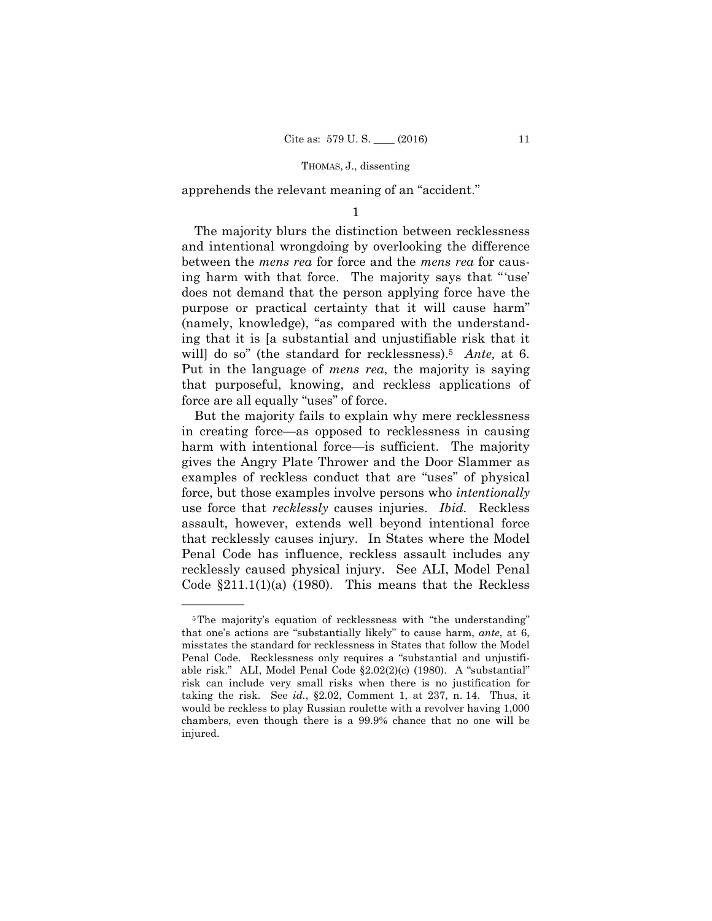apprehends the relevant meaning of an "accident."

1

The majority blurs the distinction between recklessness and intentional wrongdoing by overlooking the difference between the *mens rea* for force and the *mens rea* for causing harm with that force. The majority says that "'use' does not demand that the person applying force have the purpose or practical certainty that it will cause harm" (namely, knowledge), "as compared with the understanding that it is [a substantial and unjustifiable risk that it will] do so" (the standard for recklessness).[5] *Ante,* at 6. Put in the language of *mens rea*, the majority is saying that purposeful, knowing, and reckless applications of force are all equally "uses" of force.

But the majority fails to explain why mere recklessness in creating force—as opposed to recklessness in causing harm with intentional force—is sufficient. The majority gives the Angry Plate Thrower and the Door Slammer as examples of reckless conduct that are "uses" of physical force, but those examples involve persons who *intentionally* use force that *recklessly* causes injuries. *Ibid.* Reckless assault, however, extends well beyond intentional force that recklessly causes injury. In States where the Model Penal Code has influence, reckless assault includes any recklessly caused physical injury. See ALI, Model Penal Code §211.1(1)(a) (1980). This means that the Reckless

---

[5] The majority's equation of recklessness with "the understanding" that one's actions are "substantially likely" to cause harm, *ante*, at 6, misstates the standard for recklessness in States that follow the Model Penal Code. Recklessness only requires a "substantial and unjustifiable risk." ALI, Model Penal Code §2.02(2)(c) (1980). A "substantial" risk can include very small risks when there is no justification for taking the risk. See *id.*, §2.02, Comment 1, at 237, n. 14. Thus, it would be reckless to play Russian roulette with a revolver having 1,000 chambers, even though there is a 99.9% chance that no one will be injured.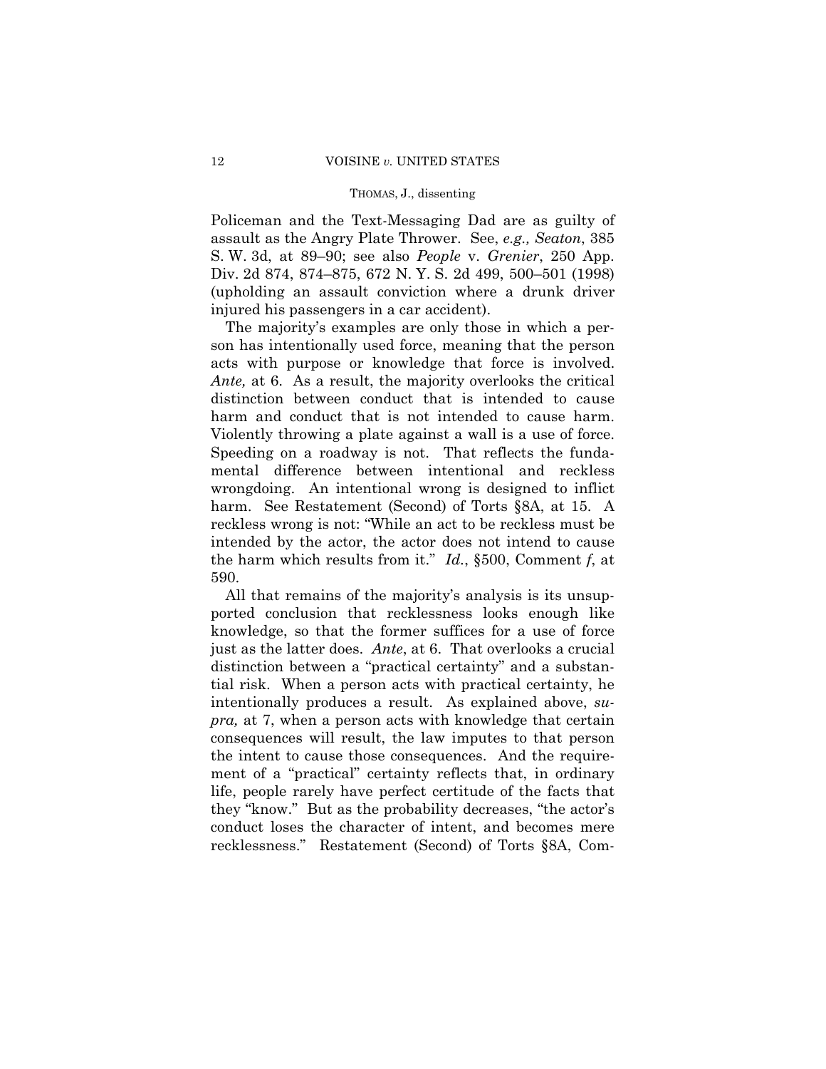Policeman and the Text-Messaging Dad are as guilty of assault as the Angry Plate Thrower. See, *e.g., Seaton*, 385 S. W. 3d, at 89–90; see also *People* v. *Grenier*, 250 App. Div. 2d 874, 874–875, 672 N. Y. S. 2d 499, 500–501 (1998) (upholding an assault conviction where a drunk driver injured his passengers in a car accident).

The majority's examples are only those in which a person has intentionally used force, meaning that the person acts with purpose or knowledge that force is involved. *Ante,* at 6. As a result, the majority overlooks the critical distinction between conduct that is intended to cause harm and conduct that is not intended to cause harm. Violently throwing a plate against a wall is a use of force. Speeding on a roadway is not. That reflects the fundamental difference between intentional and reckless wrongdoing. An intentional wrong is designed to inflict harm. See Restatement (Second) of Torts §8A, at 15. A reckless wrong is not: "While an act to be reckless must be intended by the actor, the actor does not intend to cause the harm which results from it." *Id.*, §500, Comment *f*, at 590.

All that remains of the majority's analysis is its unsupported conclusion that recklessness looks enough like knowledge, so that the former suffices for a use of force just as the latter does. *Ante*, at 6. That overlooks a crucial distinction between a "practical certainty" and a substantial risk. When a person acts with practical certainty, he intentionally produces a result. As explained above, *supra,* at 7, when a person acts with knowledge that certain consequences will result, the law imputes to that person the intent to cause those consequences. And the requirement of a "practical" certainty reflects that, in ordinary life, people rarely have perfect certitude of the facts that they "know." But as the probability decreases, "the actor's conduct loses the character of intent, and becomes mere recklessness." Restatement (Second) of Torts §8A, Com-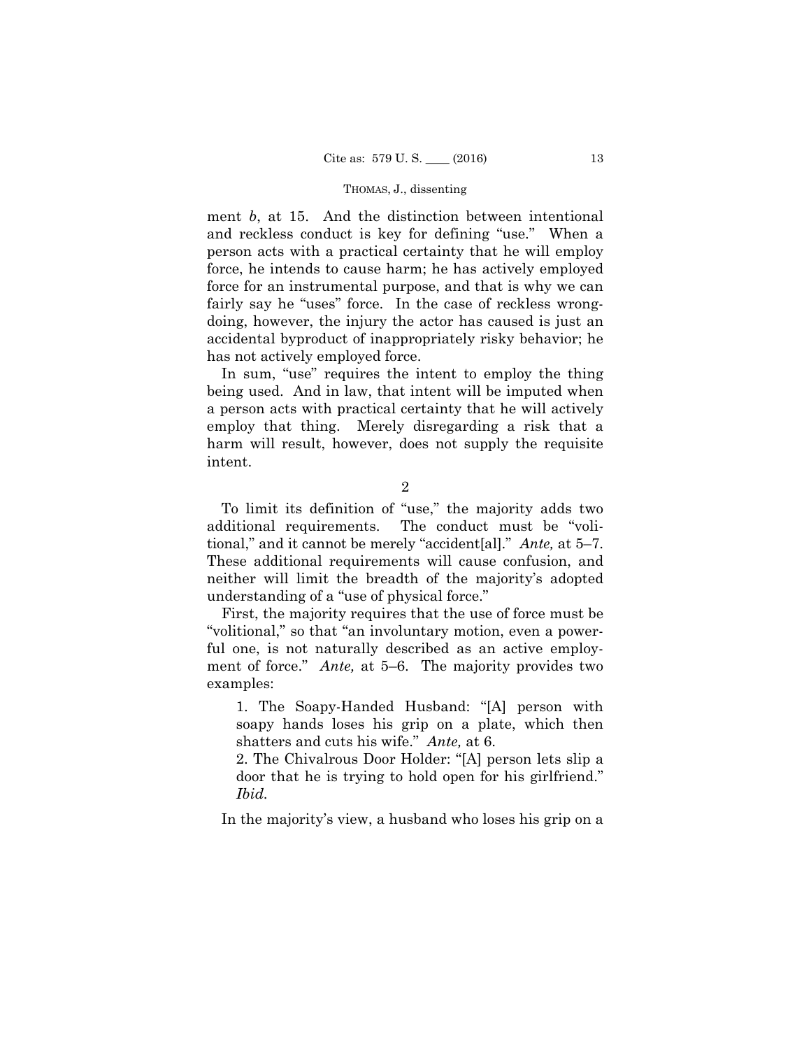ment *b*, at 15. And the distinction between intentional and reckless conduct is key for defining "use." When a person acts with a practical certainty that he will employ force, he intends to cause harm; he has actively employed force for an instrumental purpose, and that is why we can fairly say he "uses" force. In the case of reckless wrongdoing, however, the injury the actor has caused is just an accidental byproduct of inappropriately risky behavior; he has not actively employed force.

In sum, "use" requires the intent to employ the thing being used. And in law, that intent will be imputed when a person acts with practical certainty that he will actively employ that thing. Merely disregarding a risk that a harm will result, however, does not supply the requisite intent.

2

To limit its definition of "use," the majority adds two additional requirements. The conduct must be "volitional," and it cannot be merely "accident[al]." *Ante,* at 5–7. These additional requirements will cause confusion, and neither will limit the breadth of the majority's adopted understanding of a "use of physical force."

First, the majority requires that the use of force must be "volitional," so that "an involuntary motion, even a powerful one, is not naturally described as an active employment of force." *Ante,* at 5–6. The majority provides two examples:

> 1. The Soapy-Handed Husband: "[A] person with soapy hands loses his grip on a plate, which then shatters and cuts his wife." *Ante,* at 6.
>
> 2. The Chivalrous Door Holder: "[A] person lets slip a door that he is trying to hold open for his girlfriend." *Ibid.*

In the majority's view, a husband who loses his grip on a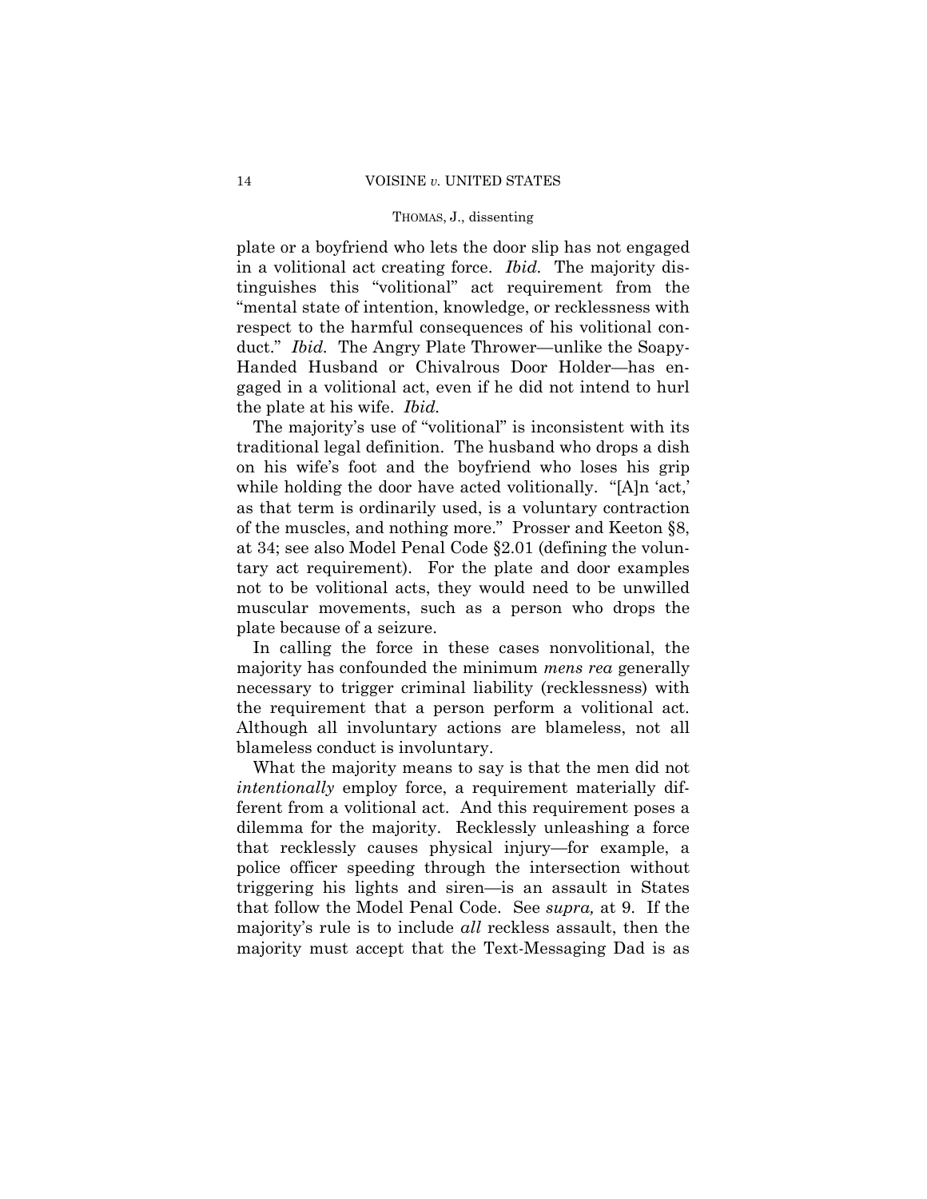plate or a boyfriend who lets the door slip has not engaged in a volitional act creating force. *Ibid.* The majority distinguishes this "volitional" act requirement from the "mental state of intention, knowledge, or recklessness with respect to the harmful consequences of his volitional conduct." *Ibid.* The Angry Plate Thrower—unlike the Soapy-Handed Husband or Chivalrous Door Holder—has engaged in a volitional act, even if he did not intend to hurl the plate at his wife. *Ibid.*

The majority's use of "volitional" is inconsistent with its traditional legal definition. The husband who drops a dish on his wife's foot and the boyfriend who loses his grip while holding the door have acted volitionally. "[A]n 'act,' as that term is ordinarily used, is a voluntary contraction of the muscles, and nothing more." Prosser and Keeton §8, at 34; see also Model Penal Code §2.01 (defining the voluntary act requirement). For the plate and door examples not to be volitional acts, they would need to be unwilled muscular movements, such as a person who drops the plate because of a seizure.

In calling the force in these cases nonvolitional, the majority has confounded the minimum *mens rea* generally necessary to trigger criminal liability (recklessness) with the requirement that a person perform a volitional act. Although all involuntary actions are blameless, not all blameless conduct is involuntary.

What the majority means to say is that the men did not *intentionally* employ force, a requirement materially different from a volitional act. And this requirement poses a dilemma for the majority. Recklessly unleashing a force that recklessly causes physical injury—for example, a police officer speeding through the intersection without triggering his lights and siren—is an assault in States that follow the Model Penal Code. See *supra,* at 9. If the majority's rule is to include *all* reckless assault, then the majority must accept that the Text-Messaging Dad is as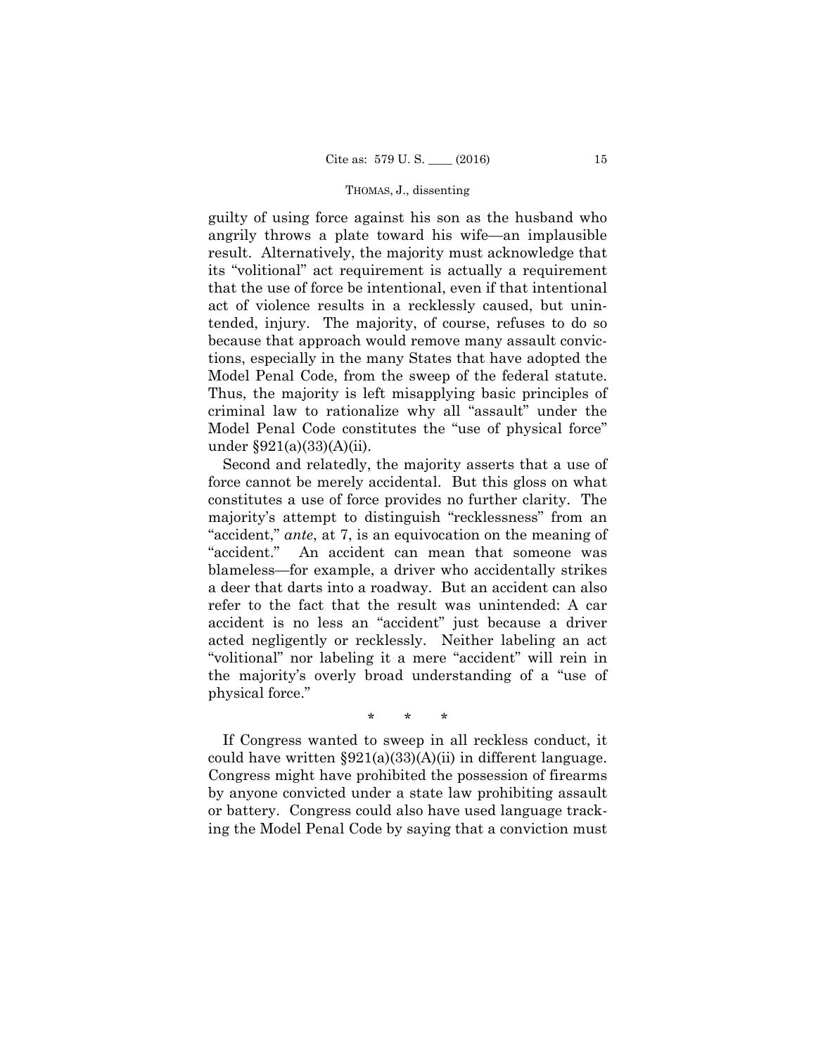guilty of using force against his son as the husband who angrily throws a plate toward his wife—an implausible result. Alternatively, the majority must acknowledge that its "volitional" act requirement is actually a requirement that the use of force be intentional, even if that intentional act of violence results in a recklessly caused, but unintended, injury. The majority, of course, refuses to do so because that approach would remove many assault convictions, especially in the many States that have adopted the Model Penal Code, from the sweep of the federal statute. Thus, the majority is left misapplying basic principles of criminal law to rationalize why all "assault" under the Model Penal Code constitutes the "use of physical force" under §921(a)(33)(A)(ii).

Second and relatedly, the majority asserts that a use of force cannot be merely accidental. But this gloss on what constitutes a use of force provides no further clarity. The majority's attempt to distinguish "recklessness" from an "accident," *ante*, at 7, is an equivocation on the meaning of "accident." An accident can mean that someone was blameless—for example, a driver who accidentally strikes a deer that darts into a roadway. But an accident can also refer to the fact that the result was unintended: A car accident is no less an "accident" just because a driver acted negligently or recklessly. Neither labeling an act "volitional" nor labeling it a mere "accident" will rein in the majority's overly broad understanding of a "use of physical force."

\* \* \*

If Congress wanted to sweep in all reckless conduct, it could have written §921(a)(33)(A)(ii) in different language. Congress might have prohibited the possession of firearms by anyone convicted under a state law prohibiting assault or battery. Congress could also have used language tracking the Model Penal Code by saying that a conviction must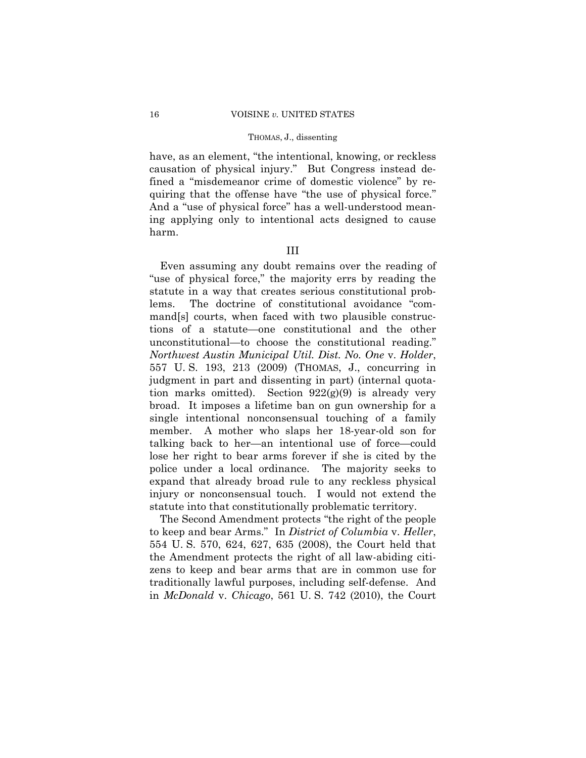have, as an element, "the intentional, knowing, or reckless causation of physical injury." But Congress instead defined a "misdemeanor crime of domestic violence" by requiring that the offense have "the use of physical force." And a "use of physical force" has a well-understood meaning applying only to intentional acts designed to cause harm.

## III

Even assuming any doubt remains over the reading of "use of physical force," the majority errs by reading the statute in a way that creates serious constitutional problems. The doctrine of constitutional avoidance "command[s] courts, when faced with two plausible constructions of a statute—one constitutional and the other unconstitutional—to choose the constitutional reading." *Northwest Austin Municipal Util. Dist. No. One* v. *Holder*, 557 U. S. 193, 213 (2009) (THOMAS, J., concurring in judgment in part and dissenting in part) (internal quotation marks omitted). Section 922(g)(9) is already very broad. It imposes a lifetime ban on gun ownership for a single intentional nonconsensual touching of a family member. A mother who slaps her 18-year-old son for talking back to her—an intentional use of force—could lose her right to bear arms forever if she is cited by the police under a local ordinance. The majority seeks to expand that already broad rule to any reckless physical injury or nonconsensual touch. I would not extend the statute into that constitutionally problematic territory.

The Second Amendment protects "the right of the people to keep and bear Arms." In *District of Columbia* v. *Heller*, 554 U. S. 570, 624, 627, 635 (2008), the Court held that the Amendment protects the right of all law-abiding citizens to keep and bear arms that are in common use for traditionally lawful purposes, including self-defense. And in *McDonald* v. *Chicago*, 561 U. S. 742 (2010), the Court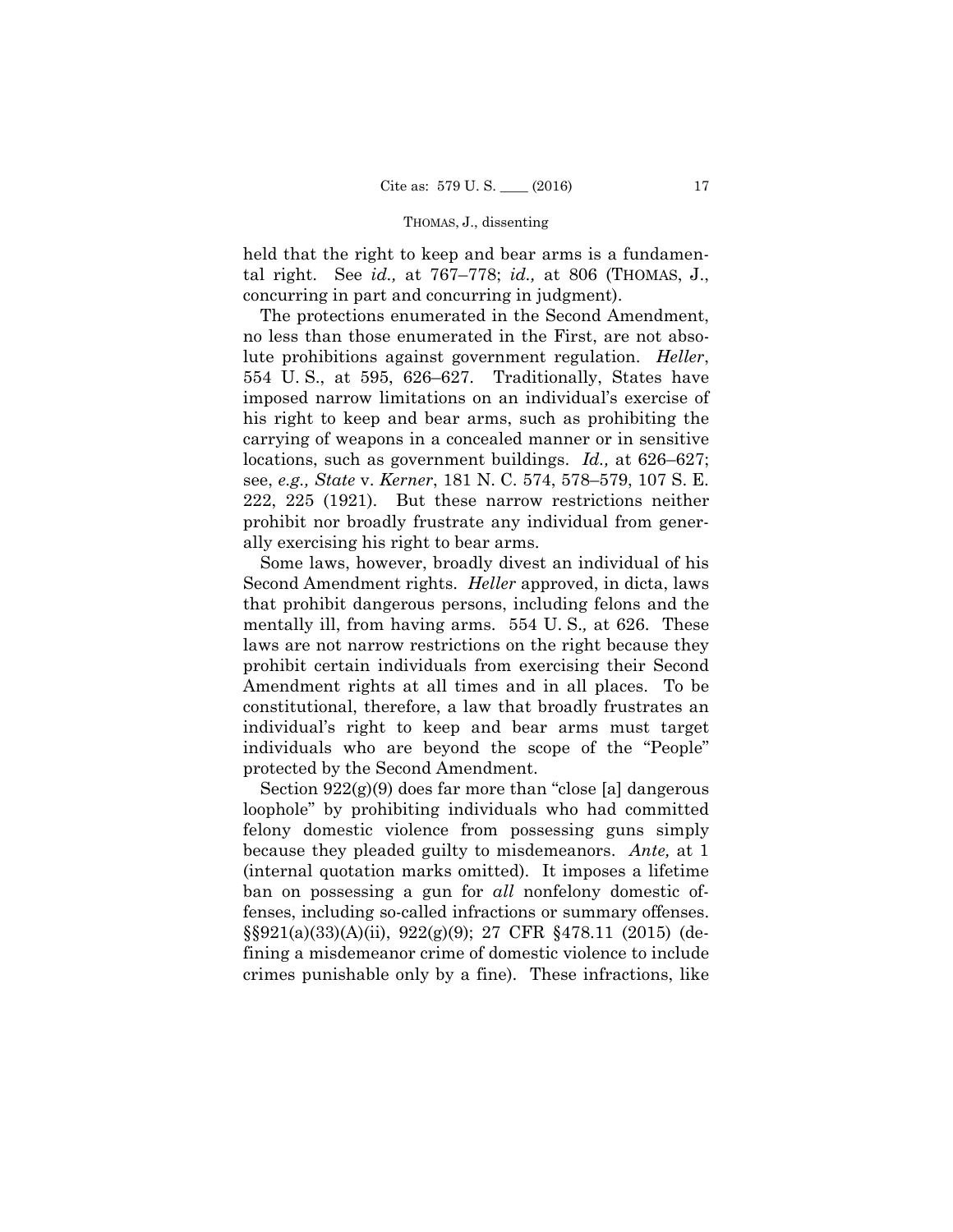held that the right to keep and bear arms is a fundamental right. See *id.,* at 767–778; *id.,* at 806 (THOMAS, J., concurring in part and concurring in judgment).

The protections enumerated in the Second Amendment, no less than those enumerated in the First, are not absolute prohibitions against government regulation. *Heller*, 554 U. S., at 595, 626–627. Traditionally, States have imposed narrow limitations on an individual's exercise of his right to keep and bear arms, such as prohibiting the carrying of weapons in a concealed manner or in sensitive locations, such as government buildings. *Id.,* at 626–627; see, *e.g., State* v. *Kerner*, 181 N. C. 574, 578–579, 107 S. E. 222, 225 (1921). But these narrow restrictions neither prohibit nor broadly frustrate any individual from generally exercising his right to bear arms.

Some laws, however, broadly divest an individual of his Second Amendment rights. *Heller* approved, in dicta, laws that prohibit dangerous persons, including felons and the mentally ill, from having arms. 554 U. S.*,* at 626. These laws are not narrow restrictions on the right because they prohibit certain individuals from exercising their Second Amendment rights at all times and in all places. To be constitutional, therefore, a law that broadly frustrates an individual's right to keep and bear arms must target individuals who are beyond the scope of the "People" protected by the Second Amendment.

Section 922(g)(9) does far more than "close [a] dangerous loophole" by prohibiting individuals who had committed felony domestic violence from possessing guns simply because they pleaded guilty to misdemeanors. *Ante,* at 1 (internal quotation marks omitted). It imposes a lifetime ban on possessing a gun for *all* nonfelony domestic offenses, including so-called infractions or summary offenses. §§921(a)(33)(A)(ii), 922(g)(9); 27 CFR §478.11 (2015) (defining a misdemeanor crime of domestic violence to include crimes punishable only by a fine). These infractions, like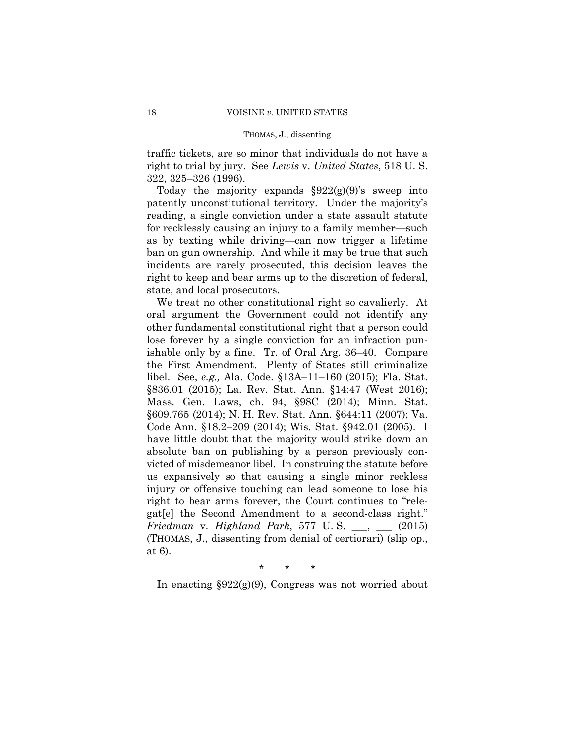traffic tickets, are so minor that individuals do not have a right to trial by jury. See *Lewis* v. *United States*, 518 U. S. 322, 325–326 (1996).

Today the majority expands §922(g)(9)'s sweep into patently unconstitutional territory. Under the majority's reading, a single conviction under a state assault statute for recklessly causing an injury to a family member—such as by texting while driving—can now trigger a lifetime ban on gun ownership. And while it may be true that such incidents are rarely prosecuted, this decision leaves the right to keep and bear arms up to the discretion of federal, state, and local prosecutors.

We treat no other constitutional right so cavalierly. At oral argument the Government could not identify any other fundamental constitutional right that a person could lose forever by a single conviction for an infraction punishable only by a fine. Tr. of Oral Arg. 36–40. Compare the First Amendment. Plenty of States still criminalize libel. See, *e.g.,* Ala. Code. §13A–11–160 (2015); Fla. Stat. §836.01 (2015); La. Rev. Stat. Ann. §14:47 (West 2016); Mass. Gen. Laws, ch. 94, §98C (2014); Minn. Stat. §609.765 (2014); N. H. Rev. Stat. Ann. §644:11 (2007); Va. Code Ann. §18.2–209 (2014); Wis. Stat. §942.01 (2005). I have little doubt that the majority would strike down an absolute ban on publishing by a person previously convicted of misdemeanor libel. In construing the statute before us expansively so that causing a single minor reckless injury or offensive touching can lead someone to lose his right to bear arms forever, the Court continues to "relegat[e] the Second Amendment to a second-class right." *Friedman* v. *Highland Park*, 577 U. S. ___, ___ (2015) (THOMAS, J., dissenting from denial of certiorari) (slip op., at 6).

\* \* \*

In enacting §922(g)(9), Congress was not worried about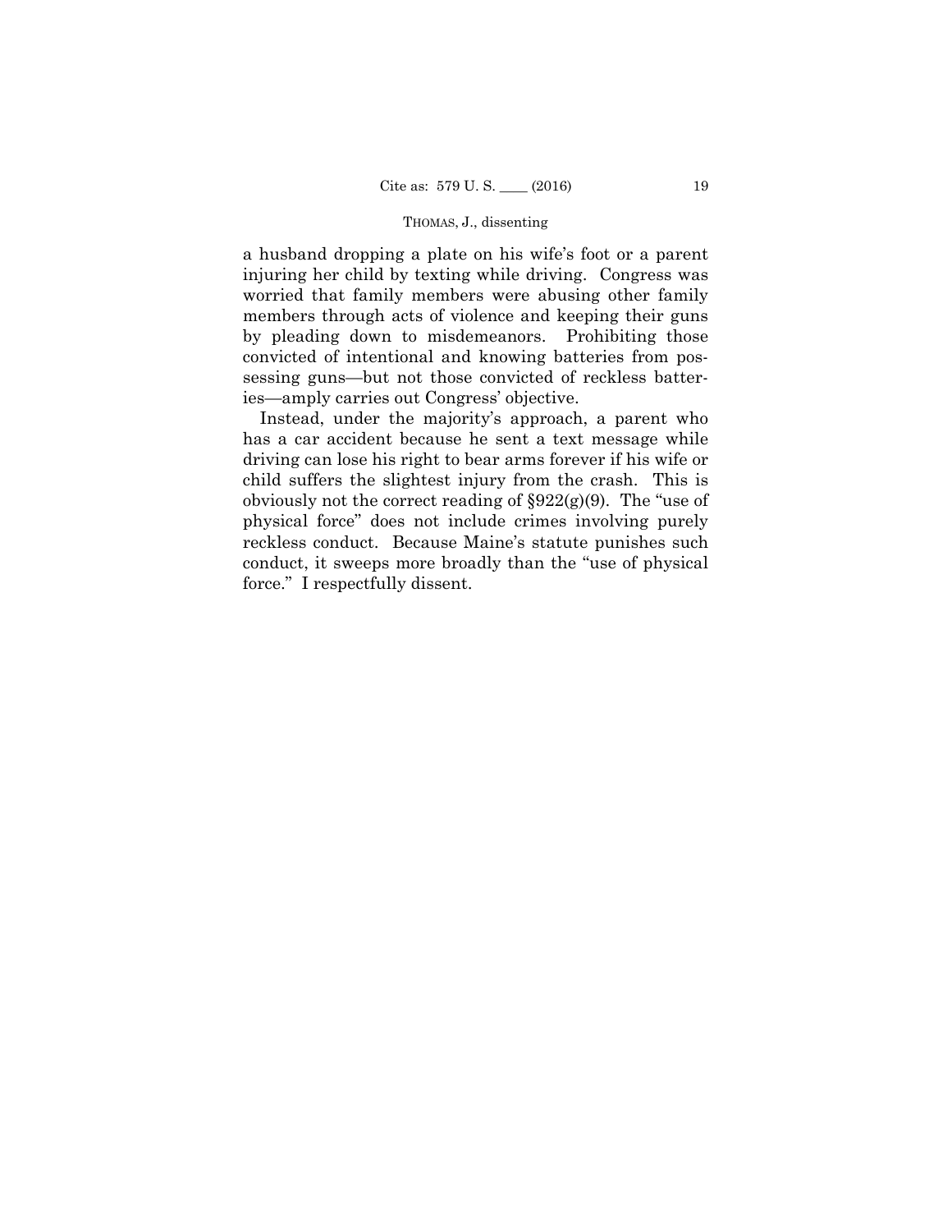a husband dropping a plate on his wife's foot or a parent injuring her child by texting while driving. Congress was worried that family members were abusing other family members through acts of violence and keeping their guns by pleading down to misdemeanors. Prohibiting those convicted of intentional and knowing batteries from possessing guns—but not those convicted of reckless batteries—amply carries out Congress' objective.

Instead, under the majority's approach, a parent who has a car accident because he sent a text message while driving can lose his right to bear arms forever if his wife or child suffers the slightest injury from the crash. This is obviously not the correct reading of §922(g)(9). The "use of physical force" does not include crimes involving purely reckless conduct. Because Maine's statute punishes such conduct, it sweeps more broadly than the "use of physical force." I respectfully dissent.